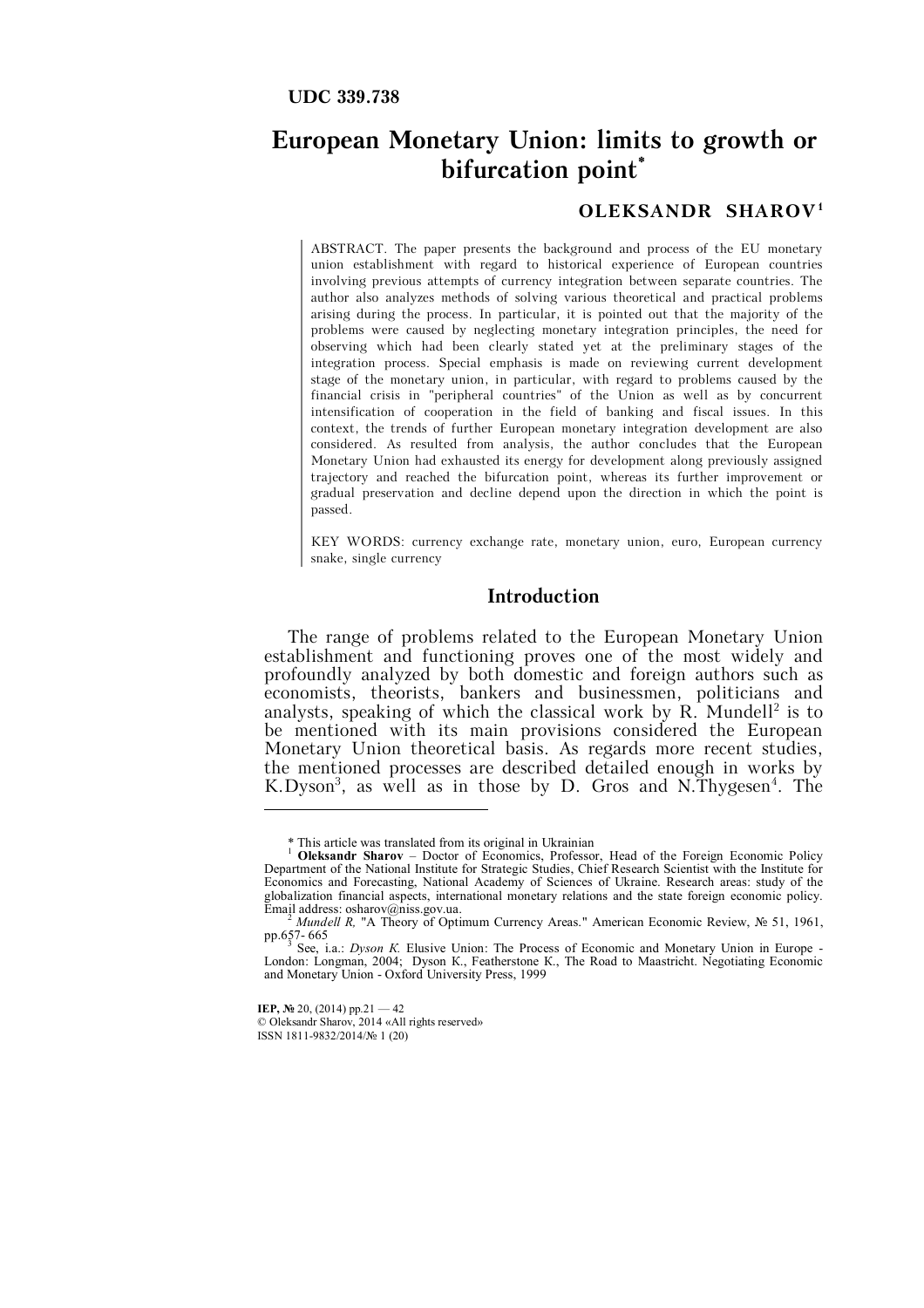**UDC 339.738**

# European Monetary Union: limits to growth or bifurcation point*

**OLEKSANDR SHAROV**[1]

ABSTRACT. The paper presents the background and process of the EU monetary union establishment with regard to historical experience of European countries involving previous attempts of currency integration between separate countries. The author also analyzes methods of solving various theoretical and practical problems arising during the process. In particular, it is pointed out that the majority of the problems were caused by neglecting monetary integration principles, the need for observing which had been clearly stated yet at the preliminary stages of the integration process. Special emphasis is made on reviewing current development stage of the monetary union, in particular, with regard to problems caused by the financial crisis in "peripheral countries" of the Union as well as by concurrent intensification of cooperation in the field of banking and fiscal issues. In this context, the trends of further European monetary integration development are also considered. As resulted from analysis, the author concludes that the European Monetary Union had exhausted its energy for development along previously assigned trajectory and reached the bifurcation point, whereas its further improvement or gradual preservation and decline depend upon the direction in which the point is passed.

KEY WORDS: currency exchange rate, monetary union, euro, European currency snake, single currency

## Introduction

The range of problems related to the European Monetary Union establishment and functioning proves one of the most widely and profoundly analyzed by both domestic and foreign authors such as economists, theorists, bankers and businessmen, politicians and analysts, speaking of which the classical work by R. Mundell[2] is to be mentioned with its main provisions considered the European Monetary Union theoretical basis. As regards more recent studies, the mentioned processes are described detailed enough in works by K.Dyson[3], as well as in those by D. Gros and N.Thygesen[4]. The

---

* This article was translated from its original in Ukrainian

[1] **Oleksandr Sharov** – Doctor of Economics, Professor, Head of the Foreign Economic Policy Department of the National Institute for Strategic Studies, Chief Research Scientist with the Institute for Economics and Forecasting, National Academy of Sciences of Ukraine. Research areas: study of the globalization financial aspects, international monetary relations and the state foreign economic policy. Email address: osharov@niss.gov.ua.

[2] *Mundell R,* "A Theory of Optimum Currency Areas." American Economic Review, № 51, 1961, pp.657- 665

[3] See, i.a.: *Dyson K.* Elusive Union: The Process of Economic and Monetary Union in Europe - London: Longman, 2004; Dyson K., Featherstone K., The Road to Maastricht. Negotiating Economic and Monetary Union - Oxford University Press, 1999

**IEP, №** 20, (2014) pp.21 — 42
© Oleksandr Sharov, 2014 «All rights reserved»
ISSN 1811-9832/2014/№ 1 (20)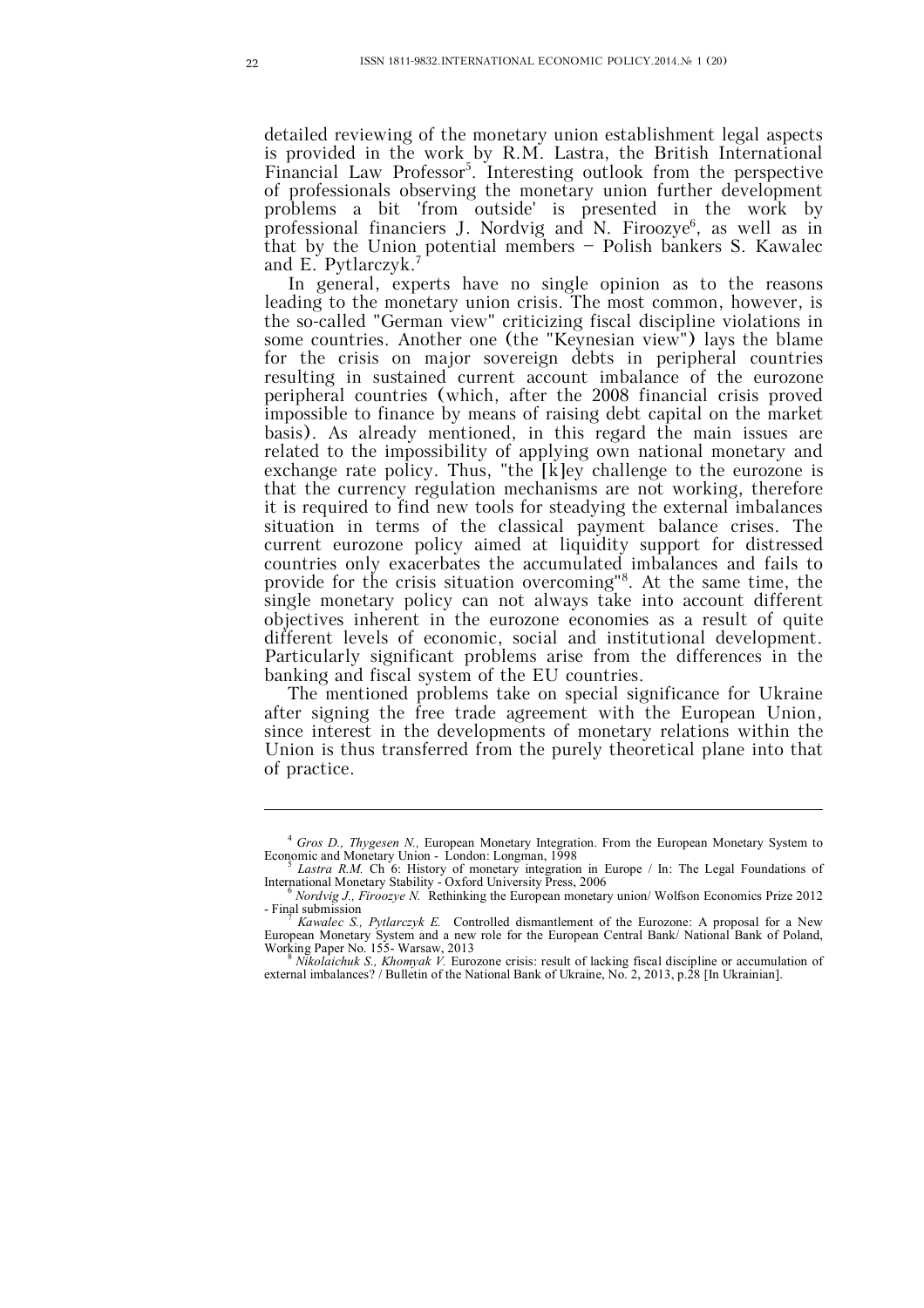detailed reviewing of the monetary union establishment legal aspects is provided in the work by R.M. Lastra, the British International Financial Law Professor[5]. Interesting outlook from the perspective of professionals observing the monetary union further development problems a bit 'from outside' is presented in the work by professional financiers J. Nordvig and N. Firoozye[6], as well as in that by the Union potential members – Polish bankers S. Kawalec and E. Pytlarczyk.[7]

In general, experts have no single opinion as to the reasons leading to the monetary union crisis. The most common, however, is the so-called "German view" criticizing fiscal discipline violations in some countries. Another one (the "Keynesian view") lays the blame for the crisis on major sovereign debts in peripheral countries resulting in sustained current account imbalance of the eurozone peripheral countries (which, after the 2008 financial crisis proved impossible to finance by means of raising debt capital on the market basis). As already mentioned, in this regard the main issues are related to the impossibility of applying own national monetary and exchange rate policy. Thus, "the [k]ey challenge to the eurozone is that the currency regulation mechanisms are not working, therefore it is required to find new tools for steadying the external imbalances situation in terms of the classical payment balance crises. The current eurozone policy aimed at liquidity support for distressed countries only exacerbates the accumulated imbalances and fails to provide for the crisis situation overcoming"[8]. At the same time, the single monetary policy can not always take into account different objectives inherent in the eurozone economies as a result of quite different levels of economic, social and institutional development. Particularly significant problems arise from the differences in the banking and fiscal system of the EU countries.

The mentioned problems take on special significance for Ukraine after signing the free trade agreement with the European Union, since interest in the developments of monetary relations within the Union is thus transferred from the purely theoretical plane into that of practice.

---

[4] *Gros D., Thygesen N.,* European Monetary Integration. From the European Monetary System to Economic and Monetary Union - London: Longman, 1998

[5] *Lastra R.M.* Ch 6: History of monetary integration in Europe / In: The Legal Foundations of International Monetary Stability - Oxford University Press, 2006

[6] *Nordvig J., Firoozye N.* Rethinking the European monetary union/ Wolfson Economics Prize 2012 - Final submission

[7] *Kawalec S., Pytlarczyk E.* Controlled dismantlement of the Eurozone: A proposal for a New European Monetary System and a new role for the European Central Bank/ National Bank of Poland, Working Paper No. 155- Warsaw, 2013

[8] *Nikolaichuk S., Khomyak V.* Eurozone crisis: result of lacking fiscal discipline or accumulation of external imbalances? / Bulletin of the National Bank of Ukraine, No. 2, 2013, p.28 [In Ukrainian].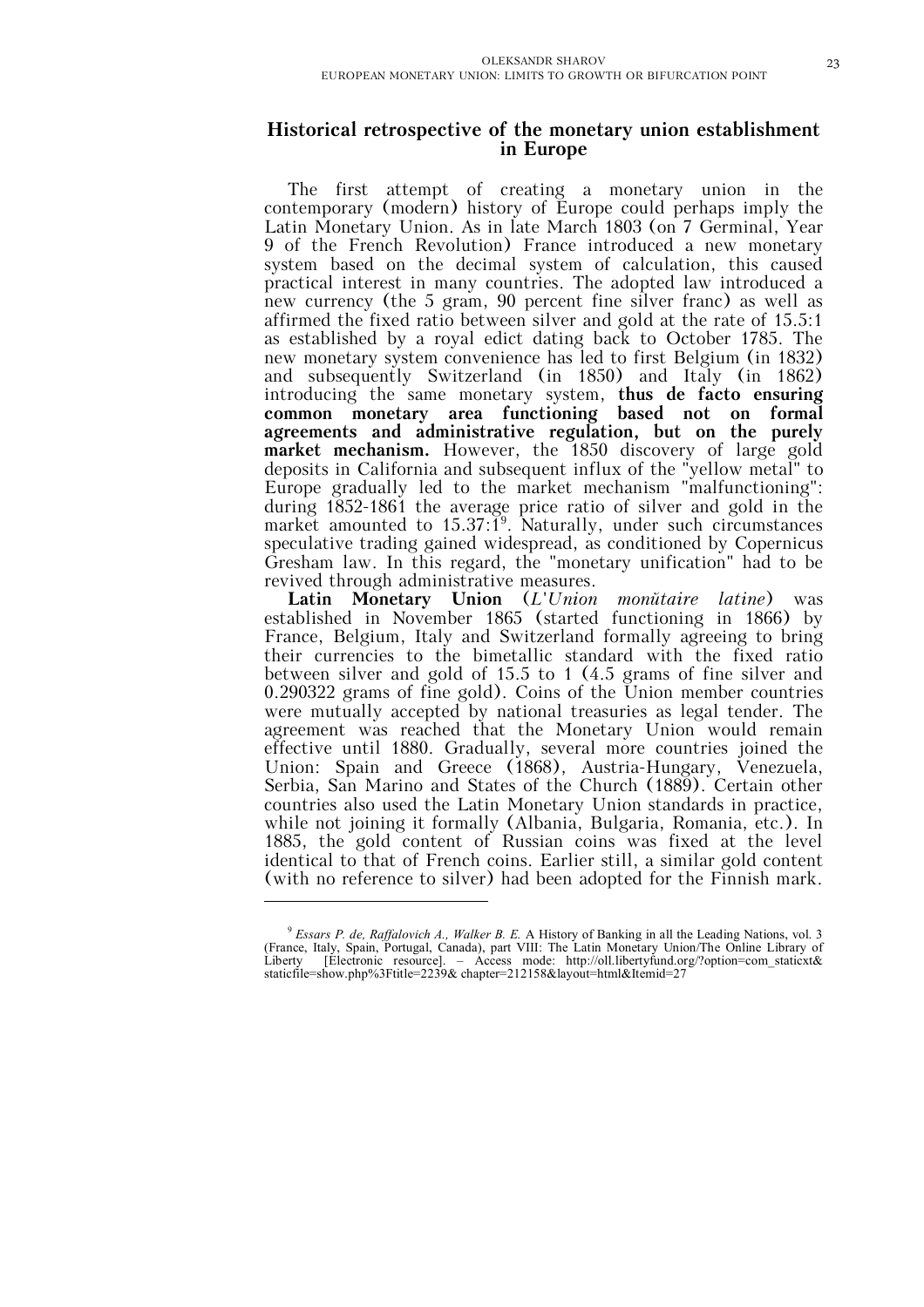## Historical retrospective of the monetary union establishment in Europe

The first attempt of creating a monetary union in the contemporary (modern) history of Europe could perhaps imply the Latin Monetary Union. As in late March 1803 (on 7 Germinal, Year 9 of the French Revolution) France introduced a new monetary system based on the decimal system of calculation, this caused practical interest in many countries. The adopted law introduced a new currency (the 5 gram, 90 percent fine silver franc) as well as affirmed the fixed ratio between silver and gold at the rate of 15.5:1 as established by a royal edict dating back to October 1785. The new monetary system convenience has led to first Belgium (in 1832) and subsequently Switzerland (in 1850) and Italy (in 1862) introducing the same monetary system, **thus de facto ensuring common monetary area functioning based not on formal agreements and administrative regulation, but on the purely market mechanism.** However, the 1850 discovery of large gold deposits in California and subsequent influx of the "yellow metal" to Europe gradually led to the market mechanism "malfunctioning": during 1852-1861 the average price ratio of silver and gold in the market amounted to 15.37:1[9]. Naturally, under such circumstances speculative trading gained widespread, as conditioned by Copernicus Gresham law. In this regard, the "monetary unification" had to be revived through administrative measures.

**Latin Monetary Union** (*L'Union monŭtaire latine*) was established in November 1865 (started functioning in 1866) by France, Belgium, Italy and Switzerland formally agreeing to bring their currencies to the bimetallic standard with the fixed ratio between silver and gold of 15.5 to 1 (4.5 grams of fine silver and 0.290322 grams of fine gold). Coins of the Union member countries were mutually accepted by national treasuries as legal tender. The agreement was reached that the Monetary Union would remain effective until 1880. Gradually, several more countries joined the Union: Spain and Greece (1868), Austria-Hungary, Venezuela, Serbia, San Marino and States of the Church (1889). Certain other countries also used the Latin Monetary Union standards in practice, while not joining it formally (Albania, Bulgaria, Romania, etc.). In 1885, the gold content of Russian coins was fixed at the level identical to that of French coins. Earlier still, a similar gold content (with no reference to silver) had been adopted for the Finnish mark.

---

[9] *Essars P. de, Raffalovich A., Walker B. E.* A History of Banking in all the Leading Nations, vol. 3 (France, Italy, Spain, Portugal, Canada), part VIII: The Latin Monetary Union/The Online Library of Liberty [Electronic resource]. – Access mode: http://oll.libertyfund.org/?option=com_staticxt& staticfile=show.php%3Ftitle=2239& chapter=212158&layout=html&Itemid=27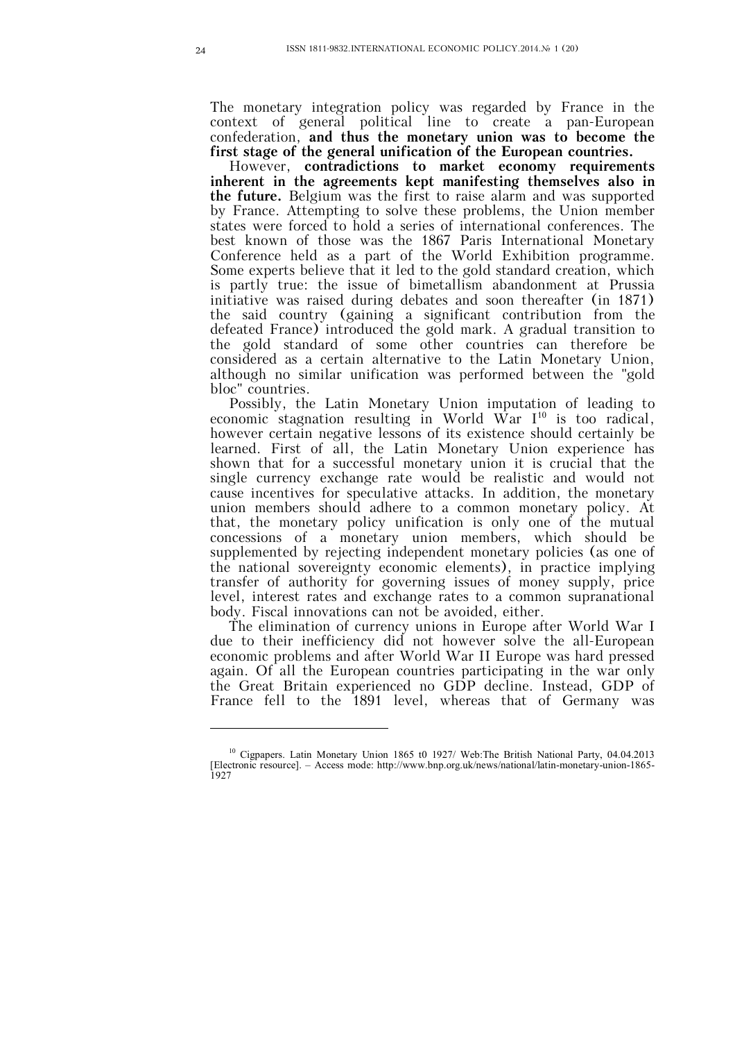The monetary integration policy was regarded by France in the context of general political line to create a pan-European confederation, **and thus the monetary union was to become the first stage of the general unification of the European countries.**

However, **contradictions to market economy requirements inherent in the agreements kept manifesting themselves also in the future.** Belgium was the first to raise alarm and was supported by France. Attempting to solve these problems, the Union member states were forced to hold a series of international conferences. The best known of those was the 1867 Paris International Monetary Conference held as a part of the World Exhibition programme. Some experts believe that it led to the gold standard creation, which is partly true: the issue of bimetallism abandonment at Prussia initiative was raised during debates and soon thereafter (in 1871) the said country (gaining a significant contribution from the defeated France) introduced the gold mark. A gradual transition to the gold standard of some other countries can therefore be considered as a certain alternative to the Latin Monetary Union, although no similar unification was performed between the "gold bloc" countries.

Possibly, the Latin Monetary Union imputation of leading to economic stagnation resulting in World War I[10] is too radical, however certain negative lessons of its existence should certainly be learned. First of all, the Latin Monetary Union experience has shown that for a successful monetary union it is crucial that the single currency exchange rate would be realistic and would not cause incentives for speculative attacks. In addition, the monetary union members should adhere to a common monetary policy. At that, the monetary policy unification is only one of the mutual concessions of a monetary union members, which should be supplemented by rejecting independent monetary policies (as one of the national sovereignty economic elements), in practice implying transfer of authority for governing issues of money supply, price level, interest rates and exchange rates to a common supranational body. Fiscal innovations can not be avoided, either.

The elimination of currency unions in Europe after World War I due to their inefficiency did not however solve the all-European economic problems and after World War II Europe was hard pressed again. Of all the European countries participating in the war only the Great Britain experienced no GDP decline. Instead, GDP of France fell to the 1891 level, whereas that of Germany was

---

[10] Cigpapers. Latin Monetary Union 1865 t0 1927/ Web:The British National Party, 04.04.2013 [Electronic resource]. – Access mode: http://www.bnp.org.uk/news/national/latin-monetary-union-1865-1927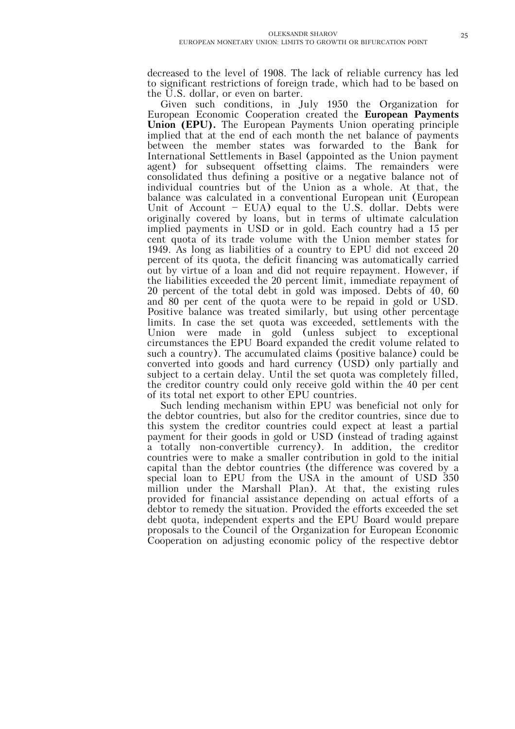decreased to the level of 1908. The lack of reliable currency has led to significant restrictions of foreign trade, which had to be based on the U.S. dollar, or even on barter.

Given such conditions, in July 1950 the Organization for European Economic Cooperation created the **European Payments Union (EPU).** The European Payments Union operating principle implied that at the end of each month the net balance of payments between the member states was forwarded to the Bank for International Settlements in Basel (appointed as the Union payment agent) for subsequent offsetting claims. The remainders were consolidated thus defining a positive or a negative balance not of individual countries but of the Union as a whole. At that, the balance was calculated in a conventional European unit (European Unit of Account – EUA) equal to the U.S. dollar. Debts were originally covered by loans, but in terms of ultimate calculation implied payments in USD or in gold. Each country had a 15 per cent quota of its trade volume with the Union member states for 1949. As long as liabilities of a country to EPU did not exceed 20 percent of its quota, the deficit financing was automatically carried out by virtue of a loan and did not require repayment. However, if the liabilities exceeded the 20 percent limit, immediate repayment of 20 percent of the total debt in gold was imposed. Debts of 40, 60 and 80 per cent of the quota were to be repaid in gold or USD. Positive balance was treated similarly, but using other percentage limits. In case the set quota was exceeded, settlements with the Union were made in gold (unless subject to exceptional circumstances the EPU Board expanded the credit volume related to such a country). The accumulated claims (positive balance) could be converted into goods and hard currency (USD) only partially and subject to a certain delay. Until the set quota was completely filled, the creditor country could only receive gold within the 40 per cent of its total net export to other EPU countries.

Such lending mechanism within EPU was beneficial not only for the debtor countries, but also for the creditor countries, since due to this system the creditor countries could expect at least a partial payment for their goods in gold or USD (instead of trading against a totally non-convertible currency). In addition, the creditor countries were to make a smaller contribution in gold to the initial capital than the debtor countries (the difference was covered by a special loan to EPU from the USA in the amount of USD 350 million under the Marshall Plan). At that, the existing rules provided for financial assistance depending on actual efforts of a debtor to remedy the situation. Provided the efforts exceeded the set debt quota, independent experts and the EPU Board would prepare proposals to the Council of the Organization for European Economic Cooperation on adjusting economic policy of the respective debtor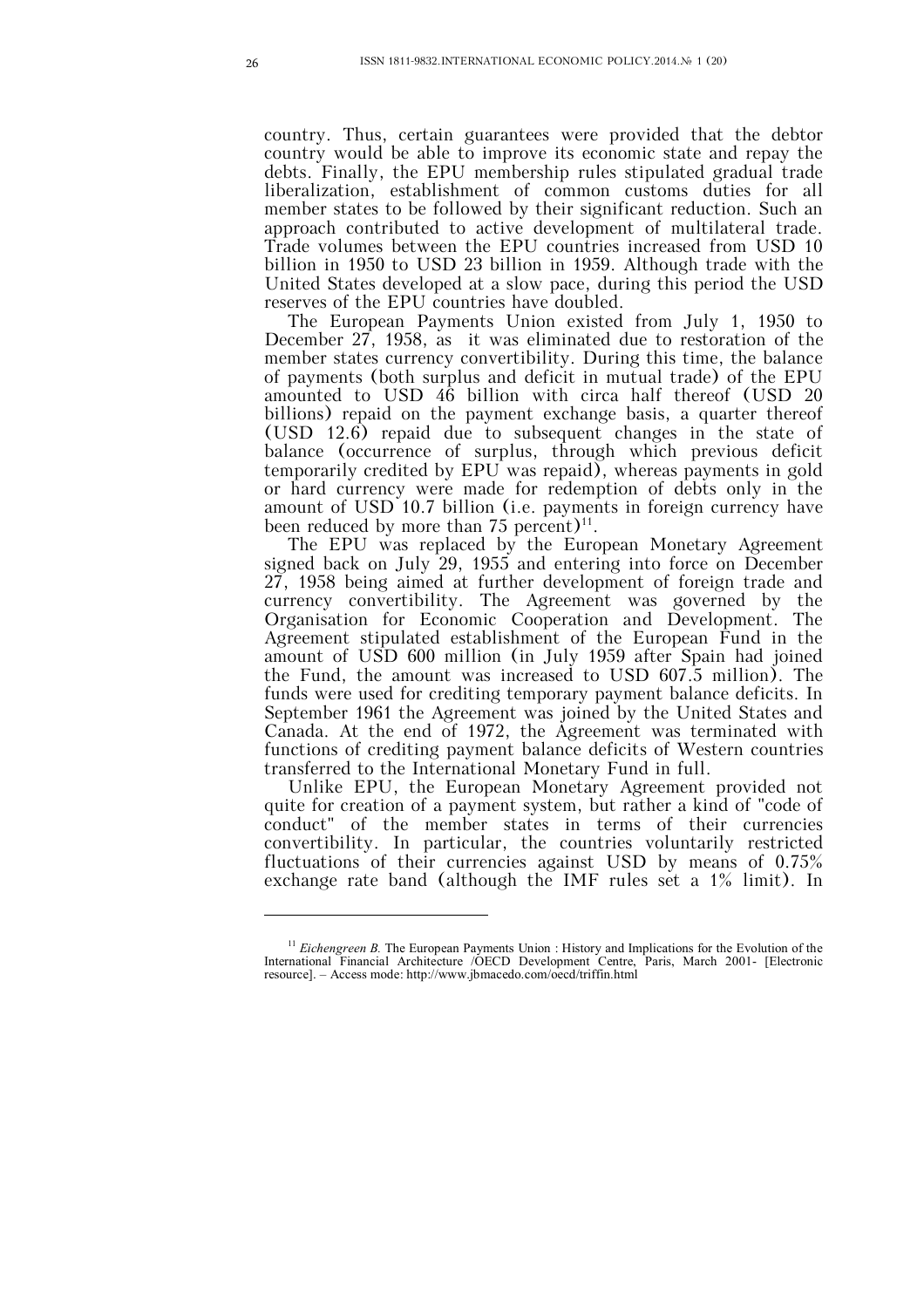country. Thus, certain guarantees were provided that the debtor country would be able to improve its economic state and repay the debts. Finally, the EPU membership rules stipulated gradual trade liberalization, establishment of common customs duties for all member states to be followed by their significant reduction. Such an approach contributed to active development of multilateral trade. Trade volumes between the EPU countries increased from USD 10 billion in 1950 to USD 23 billion in 1959. Although trade with the United States developed at a slow pace, during this period the USD reserves of the EPU countries have doubled.

The European Payments Union existed from July 1, 1950 to December 27, 1958, as it was eliminated due to restoration of the member states currency convertibility. During this time, the balance of payments (both surplus and deficit in mutual trade) of the EPU amounted to USD 46 billion with circa half thereof (USD 20 billions) repaid on the payment exchange basis, a quarter thereof (USD 12.6) repaid due to subsequent changes in the state of balance (occurrence of surplus, through which previous deficit temporarily credited by EPU was repaid), whereas payments in gold or hard currency were made for redemption of debts only in the amount of USD 10.7 billion (i.e. payments in foreign currency have been reduced by more than 75 percent)[11].

The EPU was replaced by the European Monetary Agreement signed back on July 29, 1955 and entering into force on December 27, 1958 being aimed at further development of foreign trade and currency convertibility. The Agreement was governed by the Organisation for Economic Cooperation and Development. The Agreement stipulated establishment of the European Fund in the amount of USD 600 million (in July 1959 after Spain had joined the Fund, the amount was increased to USD 607.5 million). The funds were used for crediting temporary payment balance deficits. In September 1961 the Agreement was joined by the United States and Canada. At the end of 1972, the Agreement was terminated with functions of crediting payment balance deficits of Western countries transferred to the International Monetary Fund in full.

Unlike EPU, the European Monetary Agreement provided not quite for creation of a payment system, but rather a kind of "code of conduct" of the member states in terms of their currencies convertibility. In particular, the countries voluntarily restricted fluctuations of their currencies against USD by means of 0.75% exchange rate band (although the IMF rules set a 1% limit). In

---

[11] *Eichengreen B.* The European Payments Union : History and Implications for the Evolution of the International Financial Architecture /OECD Development Centre, Paris, March 2001- [Electronic resource]. – Access mode: http://www.jbmacedo.com/oecd/triffin.html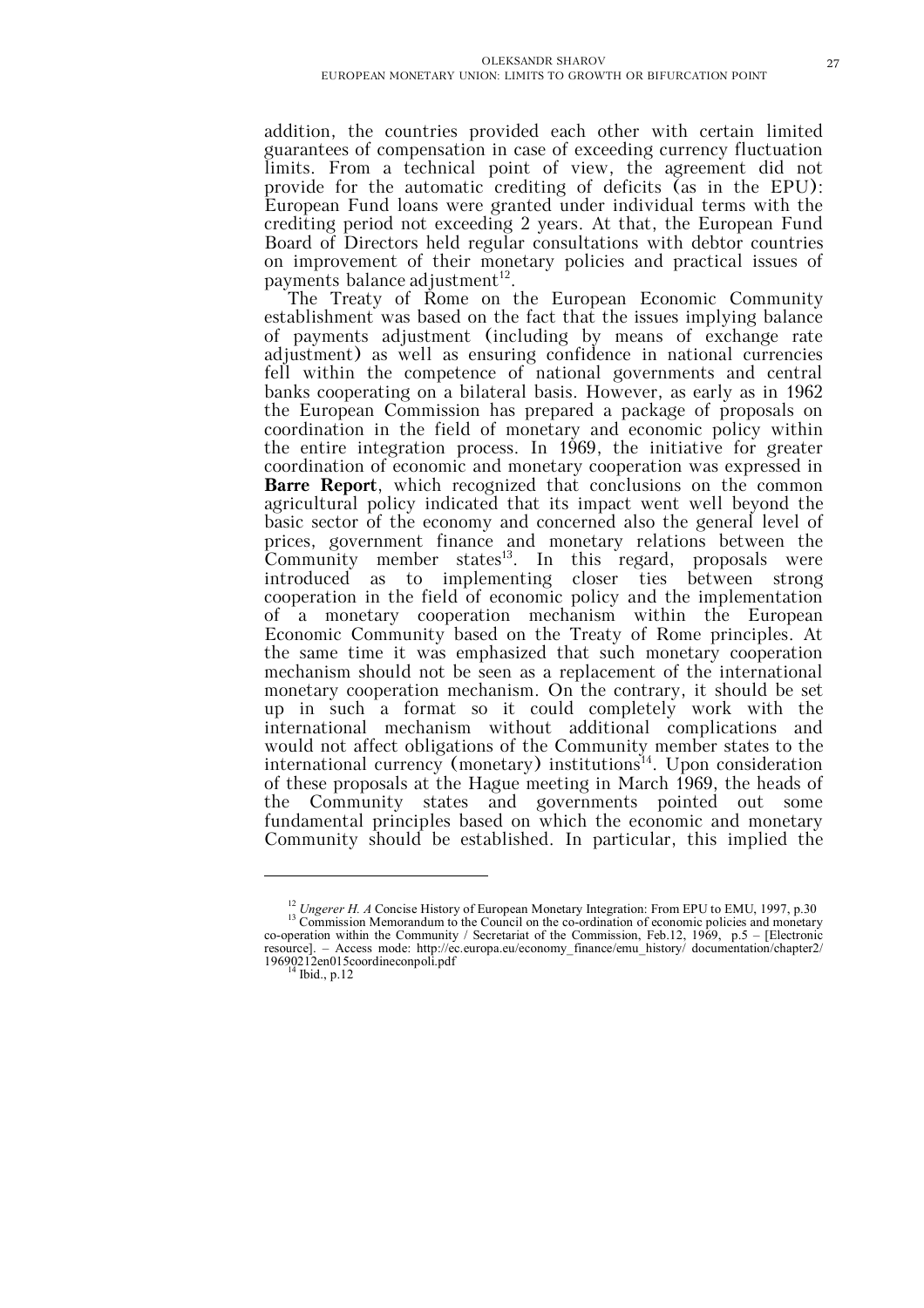addition, the countries provided each other with certain limited guarantees of compensation in case of exceeding currency fluctuation limits. From a technical point of view, the agreement did not provide for the automatic crediting of deficits (as in the EPU): European Fund loans were granted under individual terms with the crediting period not exceeding 2 years. At that, the European Fund Board of Directors held regular consultations with debtor countries on improvement of their monetary policies and practical issues of payments balance adjustment[12].

The Treaty of Rome on the European Economic Community establishment was based on the fact that the issues implying balance of payments adjustment (including by means of exchange rate adjustment) as well as ensuring confidence in national currencies fell within the competence of national governments and central banks cooperating on a bilateral basis. However, as early as in 1962 the European Commission has prepared a package of proposals on coordination in the field of monetary and economic policy within the entire integration process. In 1969, the initiative for greater coordination of economic and monetary cooperation was expressed in **Barre Report**, which recognized that conclusions on the common agricultural policy indicated that its impact went well beyond the basic sector of the economy and concerned also the general level of prices, government finance and monetary relations between the Community member states[13]. In this regard, proposals were introduced as to implementing closer ties between strong cooperation in the field of economic policy and the implementation of a monetary cooperation mechanism within the European Economic Community based on the Treaty of Rome principles. At the same time it was emphasized that such monetary cooperation mechanism should not be seen as a replacement of the international monetary cooperation mechanism. On the contrary, it should be set up in such a format so it could completely work with the international mechanism without additional complications and would not affect obligations of the Community member states to the international currency (monetary) institutions[14]. Upon consideration of these proposals at the Hague meeting in March 1969, the heads of the Community states and governments pointed out some fundamental principles based on which the economic and monetary Community should be established. In particular, this implied the

---

[12] *Ungerer H. A* Concise History of European Monetary Integration: From EPU to EMU, 1997, p.30

[13] Commission Memorandum to the Council on the co-ordination of economic policies and monetary co-operation within the Community / Secretariat of the Commission, Feb.12, 1969, p.5 – [Electronic resource]. – Access mode: http://ec.europa.eu/economy_finance/emu_history/ documentation/chapter2/ 19690212en015coordineconpoli.pdf

[14] Ibid., p.12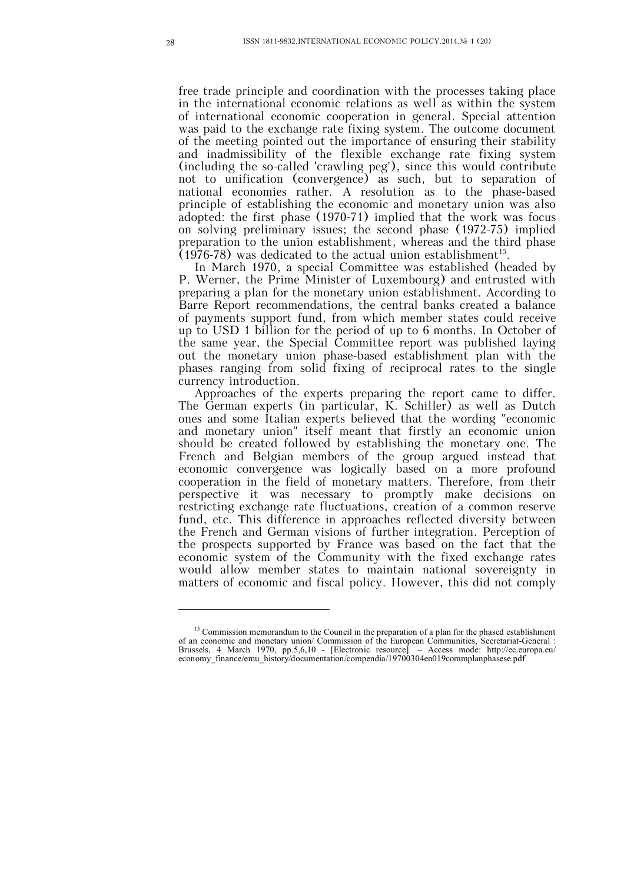free trade principle and coordination with the processes taking place in the international economic relations as well as within the system of international economic cooperation in general. Special attention was paid to the exchange rate fixing system. The outcome document of the meeting pointed out the importance of ensuring their stability and inadmissibility of the flexible exchange rate fixing system (including the so-called 'crawling peg'), since this would contribute not to unification (convergence) as such, but to separation of national economies rather. A resolution as to the phase-based principle of establishing the economic and monetary union was also adopted: the first phase (1970-71) implied that the work was focus on solving preliminary issues; the second phase (1972-75) implied preparation to the union establishment, whereas and the third phase (1976-78) was dedicated to the actual union establishment[15].

In March 1970, a special Committee was established (headed by P. Werner, the Prime Minister of Luxembourg) and entrusted with preparing a plan for the monetary union establishment. According to Barre Report recommendations, the central banks created a balance of payments support fund, from which member states could receive up to USD 1 billion for the period of up to 6 months. In October of the same year, the Special Committee report was published laying out the monetary union phase-based establishment plan with the phases ranging from solid fixing of reciprocal rates to the single currency introduction.

Approaches of the experts preparing the report came to differ. The German experts (in particular, K. Schiller) as well as Dutch ones and some Italian experts believed that the wording "economic and monetary union" itself meant that firstly an economic union should be created followed by establishing the monetary one. The French and Belgian members of the group argued instead that economic convergence was logically based on a more profound cooperation in the field of monetary matters. Therefore, from their perspective it was necessary to promptly make decisions on restricting exchange rate fluctuations, creation of a common reserve fund, etc. This difference in approaches reflected diversity between the French and German visions of further integration. Perception of the prospects supported by France was based on the fact that the economic system of the Community with the fixed exchange rates would allow member states to maintain national sovereignty in matters of economic and fiscal policy. However, this did not comply

---

[15] Commission memorandum to the Council in the preparation of a plan for the phased establishment of an economic and monetary union/ Commission of the European Communities, Secretariat-General : Brussels, 4 March 1970, pp.5,6,10 - [Electronic resource]. – Access mode: http://ec.europa.eu/economy_finance/emu_history/documentation/compendia/19700304en019commplanphasese.pdf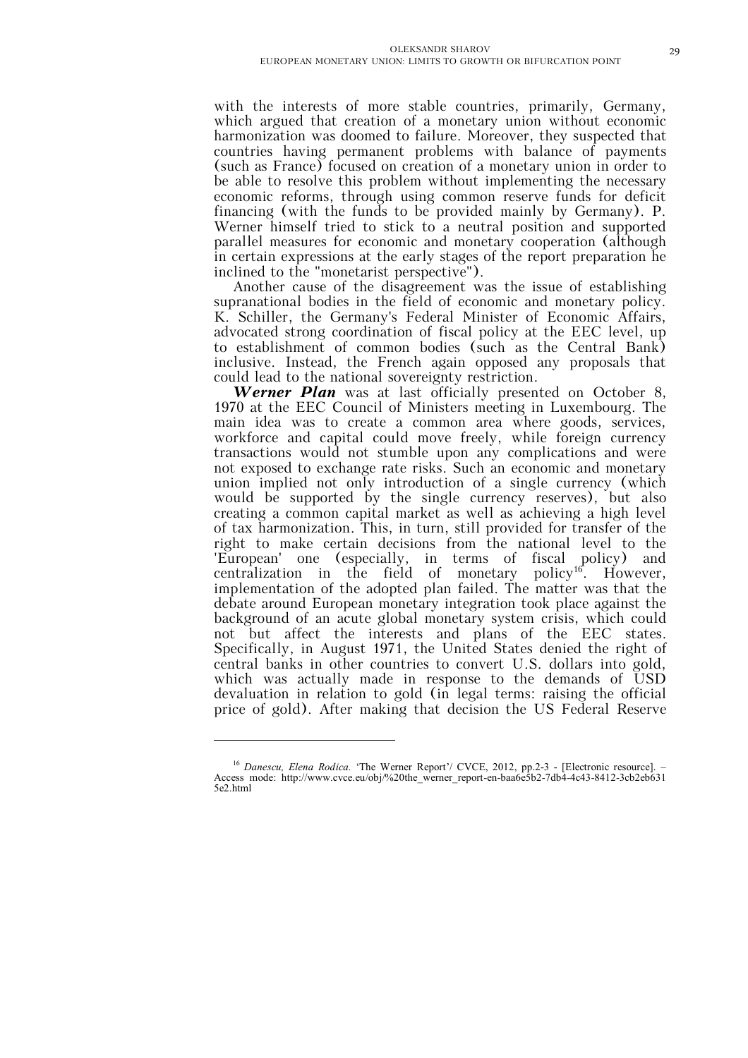with the interests of more stable countries, primarily, Germany, which argued that creation of a monetary union without economic harmonization was doomed to failure. Moreover, they suspected that countries having permanent problems with balance of payments (such as France) focused on creation of a monetary union in order to be able to resolve this problem without implementing the necessary economic reforms, through using common reserve funds for deficit financing (with the funds to be provided mainly by Germany). P. Werner himself tried to stick to a neutral position and supported parallel measures for economic and monetary cooperation (although in certain expressions at the early stages of the report preparation he inclined to the "monetarist perspective").

Another cause of the disagreement was the issue of establishing supranational bodies in the field of economic and monetary policy. K. Schiller, the Germany's Federal Minister of Economic Affairs, advocated strong coordination of fiscal policy at the EEC level, up to establishment of common bodies (such as the Central Bank) inclusive. Instead, the French again opposed any proposals that could lead to the national sovereignty restriction.

***Werner Plan*** was at last officially presented on October 8, 1970 at the EEC Council of Ministers meeting in Luxembourg. The main idea was to create a common area where goods, services, workforce and capital could move freely, while foreign currency transactions would not stumble upon any complications and were not exposed to exchange rate risks. Such an economic and monetary union implied not only introduction of a single currency (which would be supported by the single currency reserves), but also creating a common capital market as well as achieving a high level of tax harmonization. This, in turn, still provided for transfer of the right to make certain decisions from the national level to the 'European' one (especially, in terms of fiscal policy) and centralization in the field of monetary policy[16]. However, implementation of the adopted plan failed. The matter was that the debate around European monetary integration took place against the background of an acute global monetary system crisis, which could not but affect the interests and plans of the EEC states. Specifically, in August 1971, the United States denied the right of central banks in other countries to convert U.S. dollars into gold, which was actually made in response to the demands of USD devaluation in relation to gold (in legal terms: raising the official price of gold). After making that decision the US Federal Reserve

---

[16] *Danescu, Elena Rodica.* 'The Werner Report'/ CVCE, 2012, pp.2-3 - [Electronic resource]. – Access mode: http://www.cvce.eu/obj/%20the_werner_report-en-baa6e5b2-7db4-4c43-8412-3cb2eb6315e2.html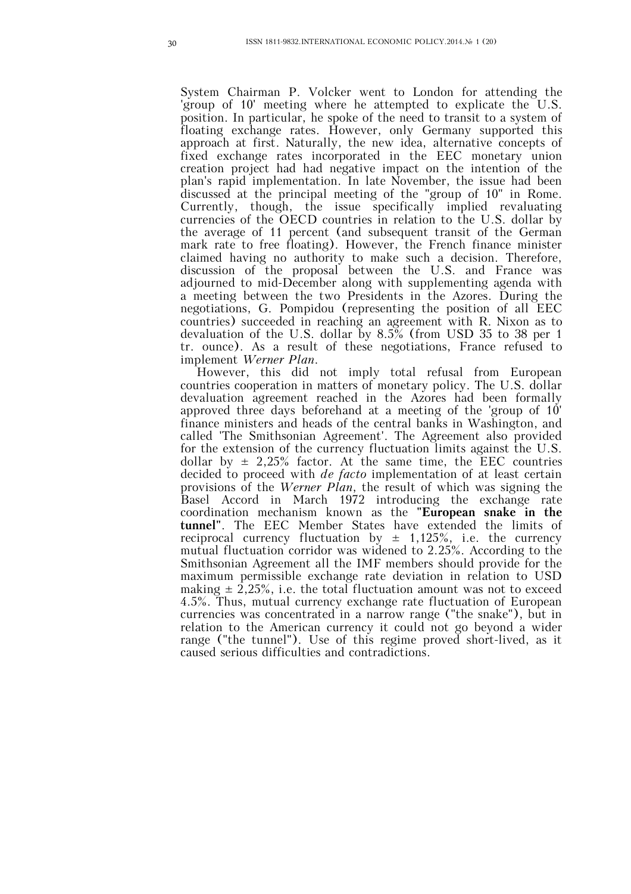System Chairman P. Volcker went to London for attending the 'group of 10' meeting where he attempted to explicate the U.S. position. In particular, he spoke of the need to transit to a system of floating exchange rates. However, only Germany supported this approach at first. Naturally, the new idea, alternative concepts of fixed exchange rates incorporated in the EEC monetary union creation project had had negative impact on the intention of the plan's rapid implementation. In late November, the issue had been discussed at the principal meeting of the "group of 10" in Rome. Currently, though, the issue specifically implied revaluating currencies of the OECD countries in relation to the U.S. dollar by the average of 11 percent (and subsequent transit of the German mark rate to free floating). However, the French finance minister claimed having no authority to make such a decision. Therefore, discussion of the proposal between the U.S. and France was adjourned to mid-December along with supplementing agenda with a meeting between the two Presidents in the Azores. During the negotiations, G. Pompidou (representing the position of all EEC countries) succeeded in reaching an agreement with R. Nixon as to devaluation of the U.S. dollar by 8.5% (from USD 35 to 38 per 1 tr. ounce). As a result of these negotiations, France refused to implement *Werner Plan*.

However, this did not imply total refusal from European countries cooperation in matters of monetary policy. The U.S. dollar devaluation agreement reached in the Azores had been formally approved three days beforehand at a meeting of the 'group of 10' finance ministers and heads of the central banks in Washington, and called 'The Smithsonian Agreement'. The Agreement also provided for the extension of the currency fluctuation limits against the U.S. dollar by ± 2,25% factor. At the same time, the EEC countries decided to proceed with *de facto* implementation of at least certain provisions of the *Werner Plan*, the result of which was signing the Basel Accord in March 1972 introducing the exchange rate coordination mechanism known as the **"European snake in the tunnel"**. The EEC Member States have extended the limits of reciprocal currency fluctuation by ± 1,125%, i.e. the currency mutual fluctuation corridor was widened to 2.25%. According to the Smithsonian Agreement all the IMF members should provide for the maximum permissible exchange rate deviation in relation to USD making ± 2,25%, i.e. the total fluctuation amount was not to exceed 4.5%. Thus, mutual currency exchange rate fluctuation of European currencies was concentrated in a narrow range ("the snake"), but in relation to the American currency it could not go beyond a wider range ("the tunnel"). Use of this regime proved short-lived, as it caused serious difficulties and contradictions.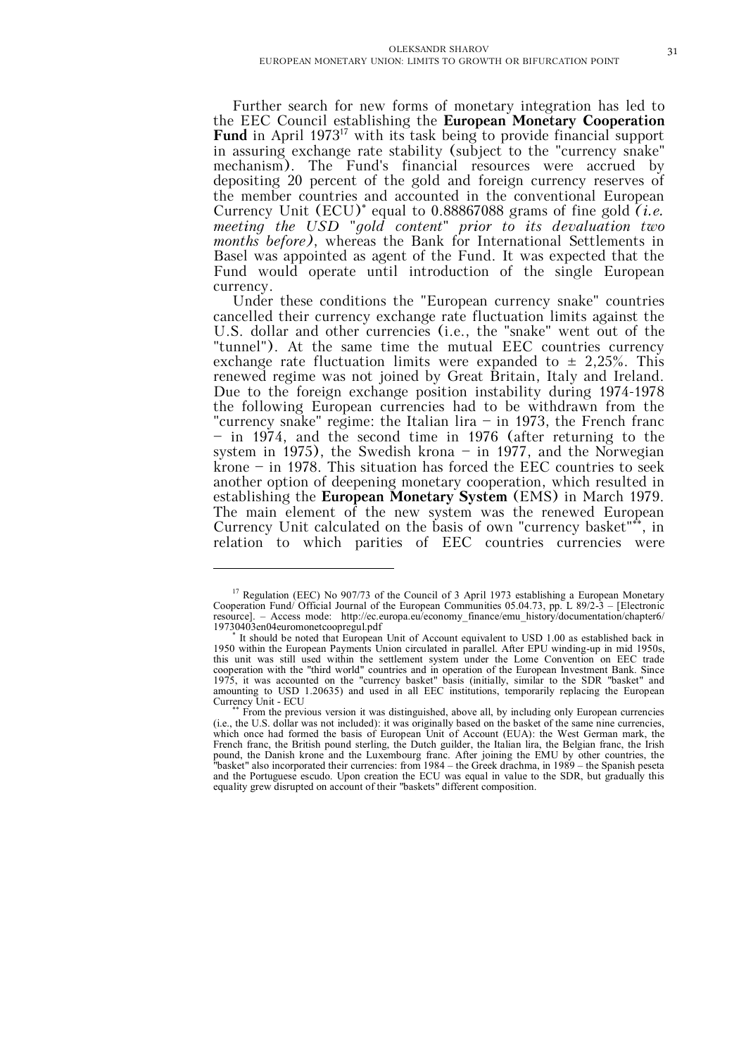Further search for new forms of monetary integration has led to the EEC Council establishing the **European Monetary Cooperation Fund** in April 1973[17] with its task being to provide financial support in assuring exchange rate stability (subject to the "currency snake" mechanism). The Fund's financial resources were accrued by depositing 20 percent of the gold and foreign currency reserves of the member countries and accounted in the conventional European Currency Unit (ECU)[*] equal to 0.88867088 grams of fine gold *(i.e. meeting the USD "gold content" prior to its devaluation two months before)*, whereas the Bank for International Settlements in Basel was appointed as agent of the Fund. It was expected that the Fund would operate until introduction of the single European currency.

Under these conditions the "European currency snake" countries cancelled their currency exchange rate fluctuation limits against the U.S. dollar and other currencies (i.e., the "snake" went out of the "tunnel"). At the same time the mutual EEC countries currency exchange rate fluctuation limits were expanded to ± 2,25%. This renewed regime was not joined by Great Britain, Italy and Ireland. Due to the foreign exchange position instability during 1974-1978 the following European currencies had to be withdrawn from the "currency snake" regime: the Italian lira – in 1973, the French franc – in 1974, and the second time in 1976 (after returning to the system in 1975), the Swedish krona – in 1977, and the Norwegian krone – in 1978. This situation has forced the EEC countries to seek another option of deepening monetary cooperation, which resulted in establishing the **European Monetary System** (EMS) in March 1979. The main element of the new system was the renewed European Currency Unit calculated on the basis of own "currency basket"[**], in relation to which parities of EEC countries currencies were

---

[17] Regulation (EEC) No 907/73 of the Council of 3 April 1973 establishing a European Monetary Cooperation Fund/ Official Journal of the European Communities 05.04.73, pp. L 89/2-3 – [Electronic resource]. – Access mode: http://ec.europa.eu/economy_finance/emu_history/documentation/chapter6/19730403en04euromonetcoopregul.pdf

[*] It should be noted that European Unit of Account equivalent to USD 1.00 as established back in 1950 within the European Payments Union circulated in parallel. After EPU winding-up in mid 1950s, this unit was still used within the settlement system under the Lome Convention on EEC trade cooperation with the "third world" countries and in operation of the European Investment Bank. Since 1975, it was accounted on the "currency basket" basis (initially, similar to the SDR "basket" and amounting to USD 1.20635) and used in all EEC institutions, temporarily replacing the European Currency Unit - ECU

[**] From the previous version it was distinguished, above all, by including only European currencies (i.e., the U.S. dollar was not included): it was originally based on the basket of the same nine currencies, which once had formed the basis of European Unit of Account (EUA): the West German mark, the French franc, the British pound sterling, the Dutch guilder, the Italian lira, the Belgian franc, the Irish pound, the Danish krone and the Luxembourg franc. After joining the EMU by other countries, the "basket" also incorporated their currencies: from 1984 – the Greek drachma, in 1989 – the Spanish peseta and the Portuguese escudo. Upon creation the ECU was equal in value to the SDR, but gradually this equality grew disrupted on account of their "baskets" different composition.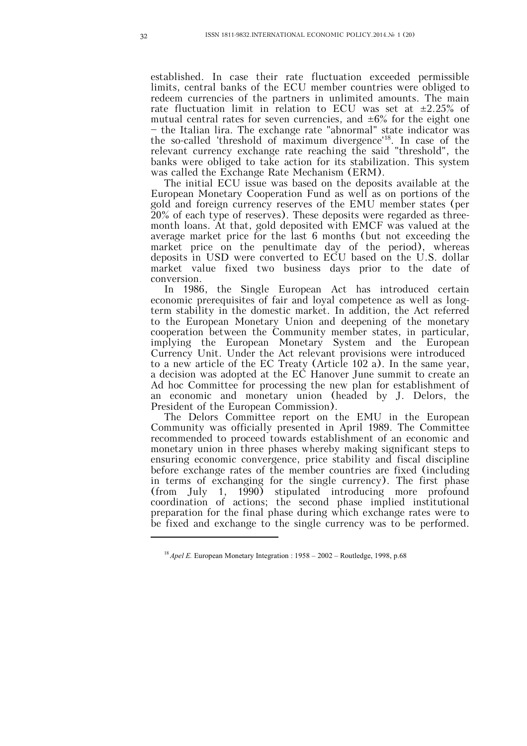established. In case their rate fluctuation exceeded permissible limits, central banks of the ECU member countries were obliged to redeem currencies of the partners in unlimited amounts. The main rate fluctuation limit in relation to ECU was set at ±2.25% of mutual central rates for seven currencies, and ±6% for the eight one – the Italian lira. The exchange rate "abnormal" state indicator was the so-called 'threshold of maximum divergence'[18]. In case of the relevant currency exchange rate reaching the said "threshold", the banks were obliged to take action for its stabilization. This system was called the Exchange Rate Mechanism (ERM).

The initial ECU issue was based on the deposits available at the European Monetary Cooperation Fund as well as on portions of the gold and foreign currency reserves of the EMU member states (per 20% of each type of reserves). These deposits were regarded as three-month loans. At that, gold deposited with EMCF was valued at the average market price for the last 6 months (but not exceeding the market price on the penultimate day of the period), whereas deposits in USD were converted to ECU based on the U.S. dollar market value fixed two business days prior to the date of conversion.

In 1986, the Single European Act has introduced certain economic prerequisites of fair and loyal competence as well as long-term stability in the domestic market. In addition, the Act referred to the European Monetary Union and deepening of the monetary cooperation between the Community member states, in particular, implying the European Monetary System and the European Currency Unit. Under the Act relevant provisions were introduced to a new article of the EC Treaty (Article 102 a). In the same year, a decision was adopted at the EC Hanover June summit to create an Ad hoc Committee for processing the new plan for establishment of an economic and monetary union (headed by J. Delors, the President of the European Commission).

The Delors Committee report on the EMU in the European Community was officially presented in April 1989. The Committee recommended to proceed towards establishment of an economic and monetary union in three phases whereby making significant steps to ensuring economic convergence, price stability and fiscal discipline before exchange rates of the member countries are fixed (including in terms of exchanging for the single currency). The first phase (from July 1, 1990) stipulated introducing more profound coordination of actions; the second phase implied institutional preparation for the final phase during which exchange rates were to be fixed and exchange to the single currency was to be performed.

---

[18] *Apel E.* European Monetary Integration : 1958 – 2002 – Routledge, 1998, p.68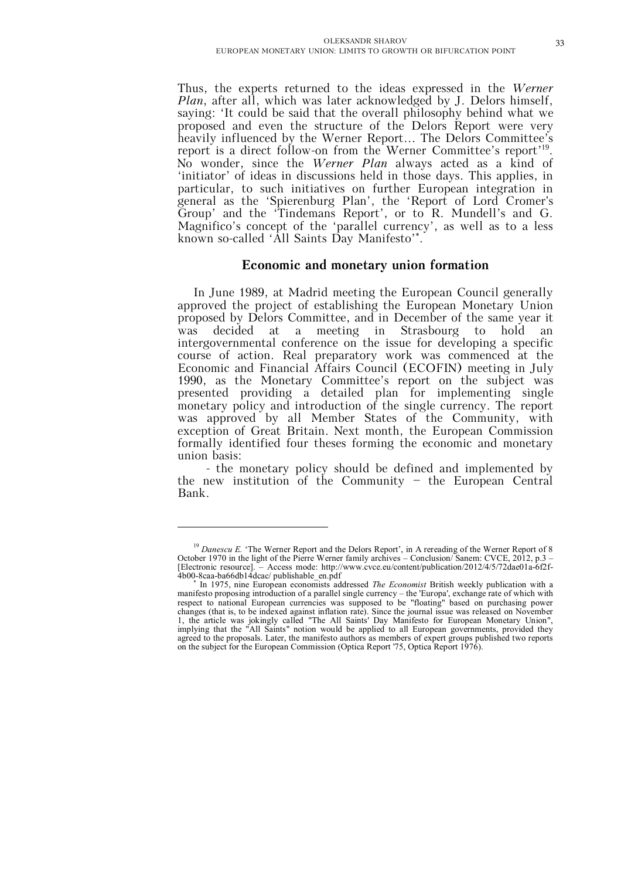Thus, the experts returned to the ideas expressed in the *Werner Plan*, after all, which was later acknowledged by J. Delors himself, saying: 'It could be said that the overall philosophy behind what we proposed and even the structure of the Delors Report were very heavily influenced by the Werner Report... The Delors Committee's report is a direct follow-on from the Werner Committee's report'[19]. No wonder, since the *Werner Plan* always acted as a kind of 'initiator' of ideas in discussions held in those days. This applies, in particular, to such initiatives on further European integration in general as the 'Spierenburg Plan', the 'Report of Lord Cromer's Group' and the 'Tindemans Report', or to R. Mundell's and G. Magnifico's concept of the 'parallel currency', as well as to a less known so-called 'All Saints Day Manifesto'[*].

## Economic and monetary union formation

In June 1989, at Madrid meeting the European Council generally approved the project of establishing the European Monetary Union proposed by Delors Committee, and in December of the same year it was decided at a meeting in Strasbourg to hold an intergovernmental conference on the issue for developing a specific course of action. Real preparatory work was commenced at the Economic and Financial Affairs Council (ECOFIN) meeting in July 1990, as the Monetary Committee's report on the subject was presented providing a detailed plan for implementing single monetary policy and introduction of the single currency. The report was approved by all Member States of the Community, with exception of Great Britain. Next month, the European Commission formally identified four theses forming the economic and monetary union basis:

- the monetary policy should be defined and implemented by the new institution of the Community – the European Central Bank.

---

[19] *Danescu E.* 'The Werner Report and the Delors Report', in A rereading of the Werner Report of 8 October 1970 in the light of the Pierre Werner family archives – Conclusion/ Sanem: CVCE, 2012, p.3 – [Electronic resource]. – Access mode: http://www.cvce.eu/content/publication/2012/4/5/72dae01a-6f2f-4b00-8caa-ba66db14dcac/ publishable_en.pdf

[*] In 1975, nine European economists addressed *The Economist* British weekly publication with a manifesto proposing introduction of a parallel single currency – the 'Europa', exchange rate of which with respect to national European currencies was supposed to be "floating" based on purchasing power changes (that is, to be indexed against inflation rate). Since the journal issue was released on November 1, the article was jokingly called "The All Saints' Day Manifesto for European Monetary Union", implying that the "All Saints" notion would be applied to all European governments, provided they agreed to the proposals. Later, the manifesto authors as members of expert groups published two reports on the subject for the European Commission (Optica Report '75, Optica Report 1976).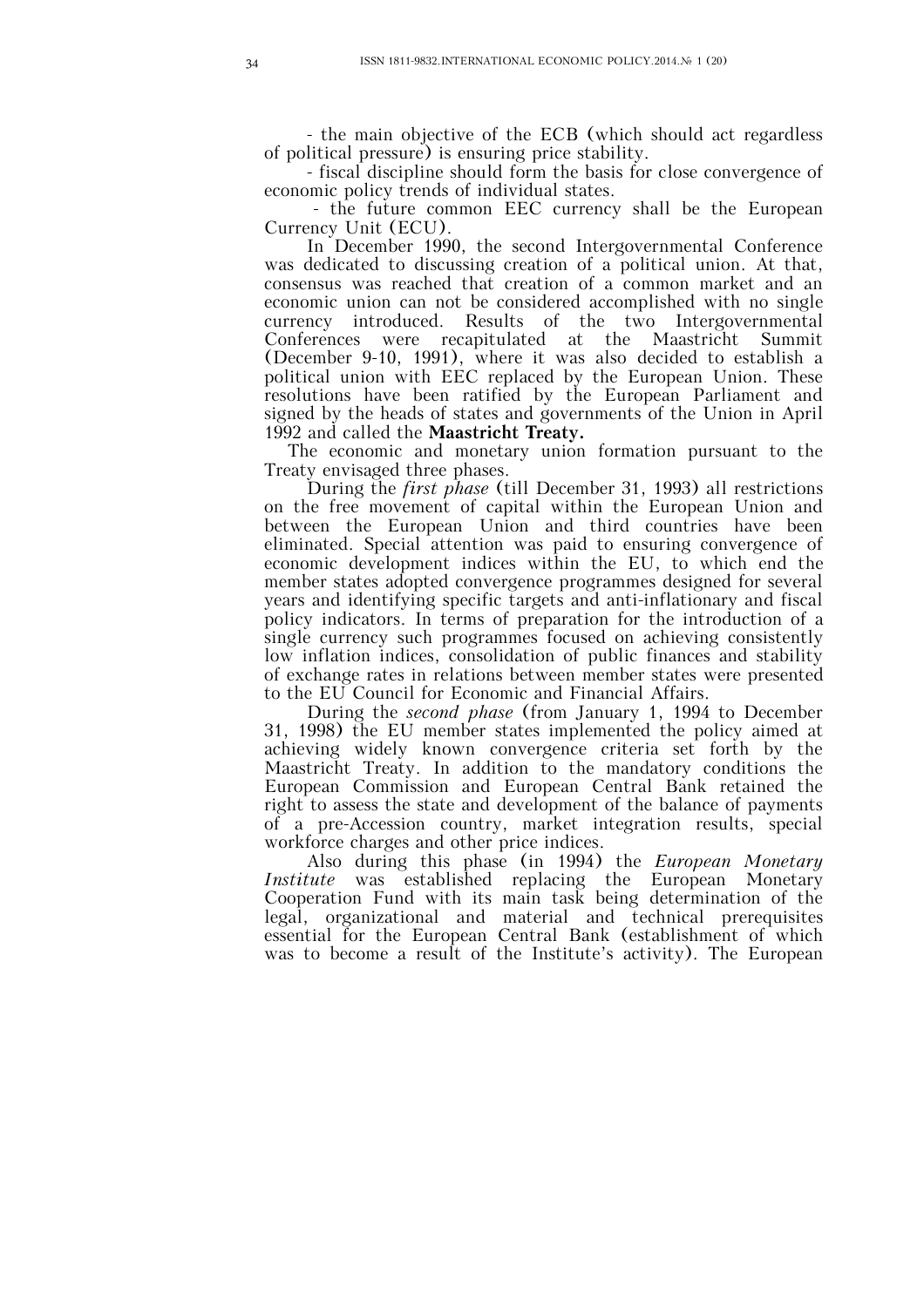- the main objective of the ECB (which should act regardless of political pressure) is ensuring price stability.

- fiscal discipline should form the basis for close convergence of economic policy trends of individual states.

- the future common EEC currency shall be the European Currency Unit (ECU).

In December 1990, the second Intergovernmental Conference was dedicated to discussing creation of a political union. At that, consensus was reached that creation of a common market and an economic union can not be considered accomplished with no single currency introduced. Results of the two Intergovernmental Conferences were recapitulated at the Maastricht Summit (December 9-10, 1991), where it was also decided to establish a political union with EEC replaced by the European Union. These resolutions have been ratified by the European Parliament and signed by the heads of states and governments of the Union in April 1992 and called the **Maastricht Treaty.**

The economic and monetary union formation pursuant to the Treaty envisaged three phases.

During the *first phase* (till December 31, 1993) all restrictions on the free movement of capital within the European Union and between the European Union and third countries have been eliminated. Special attention was paid to ensuring convergence of economic development indices within the EU, to which end the member states adopted convergence programmes designed for several years and identifying specific targets and anti-inflationary and fiscal policy indicators. In terms of preparation for the introduction of a single currency such programmes focused on achieving consistently low inflation indices, consolidation of public finances and stability of exchange rates in relations between member states were presented to the EU Council for Economic and Financial Affairs.

During the *second phase* (from January 1, 1994 to December 31, 1998) the EU member states implemented the policy aimed at achieving widely known convergence criteria set forth by the Maastricht Treaty. In addition to the mandatory conditions the European Commission and European Central Bank retained the right to assess the state and development of the balance of payments of a pre-Accession country, market integration results, special workforce charges and other price indices.

Also during this phase (in 1994) the *European Monetary Institute* was established replacing the European Monetary Cooperation Fund with its main task being determination of the legal, organizational and material and technical prerequisites essential for the European Central Bank (establishment of which was to become a result of the Institute's activity). The European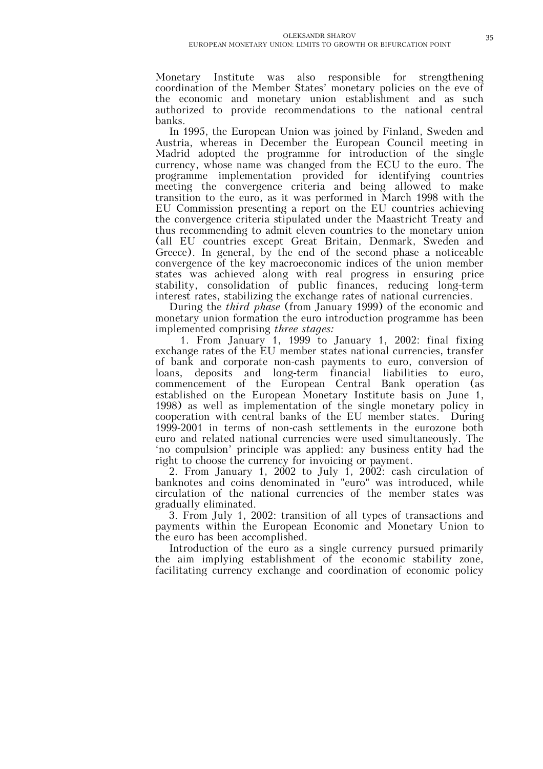Monetary Institute was also responsible for strengthening coordination of the Member States' monetary policies on the eve of the economic and monetary union establishment and as such authorized to provide recommendations to the national central banks.

In 1995, the European Union was joined by Finland, Sweden and Austria, whereas in December the European Council meeting in Madrid adopted the programme for introduction of the single currency, whose name was changed from the ECU to the euro. The programme implementation provided for identifying countries meeting the convergence criteria and being allowed to make transition to the euro, as it was performed in March 1998 with the EU Commission presenting a report on the EU countries achieving the convergence criteria stipulated under the Maastricht Treaty and thus recommending to admit eleven countries to the monetary union (all EU countries except Great Britain, Denmark, Sweden and Greece). In general, by the end of the second phase a noticeable convergence of the key macroeconomic indices of the union member states was achieved along with real progress in ensuring price stability, consolidation of public finances, reducing long-term interest rates, stabilizing the exchange rates of national currencies.

During the *third phase* (from January 1999) of the economic and monetary union formation the euro introduction programme has been implemented comprising *three stages:*

1. From January 1, 1999 to January 1, 2002: final fixing exchange rates of the EU member states national currencies, transfer of bank and corporate non-cash payments to euro, conversion of loans, deposits and long-term financial liabilities to euro, commencement of the European Central Bank operation (as established on the European Monetary Institute basis on June 1, 1998) as well as implementation of the single monetary policy in cooperation with central banks of the EU member states. During 1999-2001 in terms of non-cash settlements in the eurozone both euro and related national currencies were used simultaneously. The 'no compulsion' principle was applied: any business entity had the right to choose the currency for invoicing or payment.
2. From January 1, 2002 to July 1, 2002: cash circulation of banknotes and coins denominated in "euro" was introduced, while circulation of the national currencies of the member states was gradually eliminated.
3. From July 1, 2002: transition of all types of transactions and payments within the European Economic and Monetary Union to the euro has been accomplished.

Introduction of the euro as a single currency pursued primarily the aim implying establishment of the economic stability zone, facilitating currency exchange and coordination of economic policy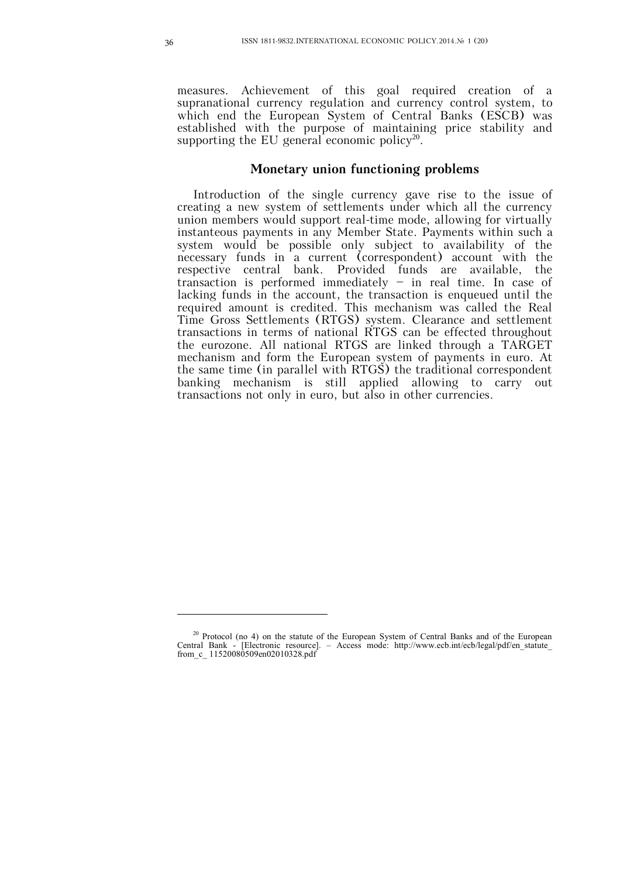measures. Achievement of this goal required creation of a supranational currency regulation and currency control system, to which end the European System of Central Banks (ESCB) was established with the purpose of maintaining price stability and supporting the EU general economic policy[20].

## Monetary union functioning problems

Introduction of the single currency gave rise to the issue of creating a new system of settlements under which all the currency union members would support real-time mode, allowing for virtually instantaneous payments in any Member State. Payments within such a system would be possible only subject to availability of the necessary funds in a current (correspondent) account with the respective central bank. Provided funds are available, the transaction is performed immediately – in real time. In case of lacking funds in the account, the transaction is enqueued until the required amount is credited. This mechanism was called the Real Time Gross Settlements (RTGS) system. Clearance and settlement transactions in terms of national RTGS can be effected throughout the eurozone. All national RTGS are linked through a TARGET mechanism and form the European system of payments in euro. At the same time (in parallel with RTGS) the traditional correspondent banking mechanism is still applied allowing to carry out transactions not only in euro, but also in other currencies.

---

[20] Protocol (no 4) on the statute of the European System of Central Banks and of the European Central Bank - [Electronic resource]. – Access mode: http://www.ecb.int/ecb/legal/pdf/en_statute_from_c_ 11520080509en02010328.pdf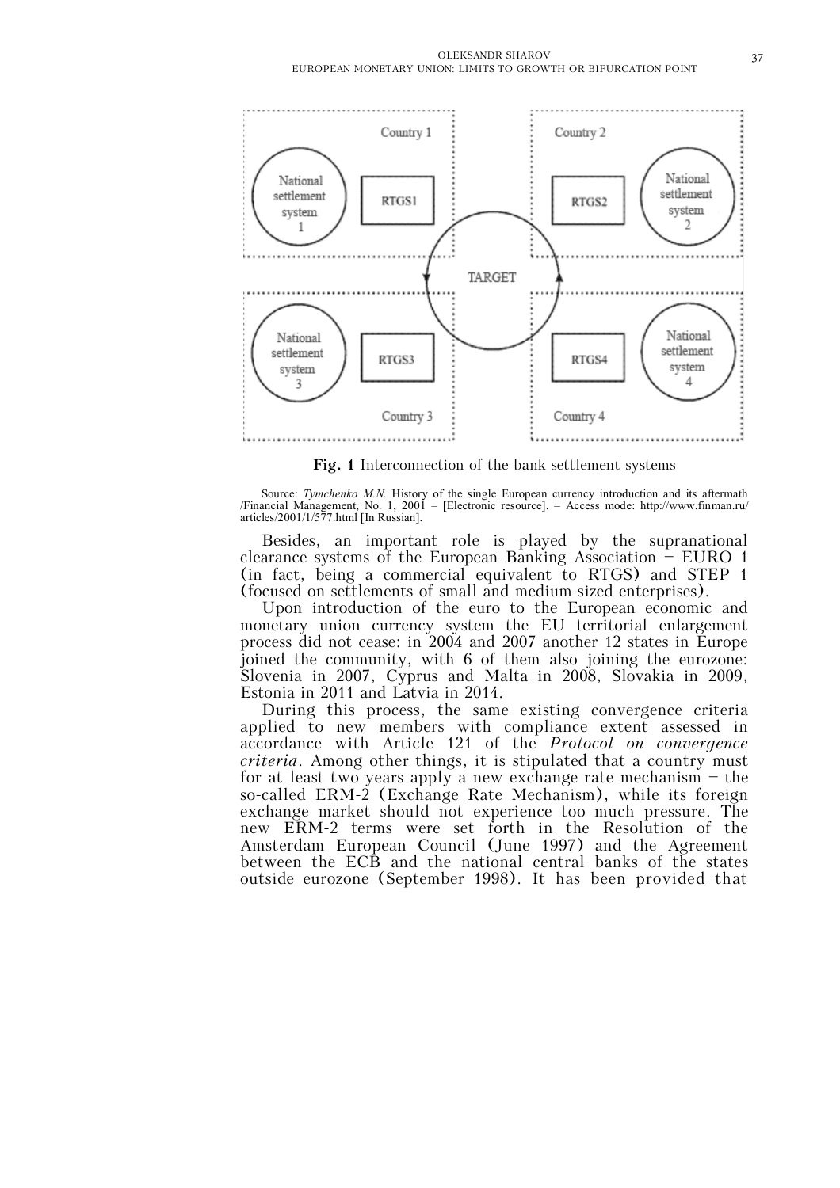**Fig. 1** Interconnection of the bank settlement systems

Source: *Tymchenko M.N.* History of the single European currency introduction and its aftermath /Financial Management, No. 1, 2001 – [Electronic resource]. – Access mode: http://www.finman.ru/articles/2001/1/577.html [In Russian].

Besides, an important role is played by the supranational clearance systems of the European Banking Association – EURO 1 (in fact, being a commercial equivalent to RTGS) and STEP 1 (focused on settlements of small and medium-sized enterprises).

Upon introduction of the euro to the European economic and monetary union currency system the EU territorial enlargement process did not cease: in 2004 and 2007 another 12 states in Europe joined the community, with 6 of them also joining the eurozone: Slovenia in 2007, Cyprus and Malta in 2008, Slovakia in 2009, Estonia in 2011 and Latvia in 2014.

During this process, the same existing convergence criteria applied to new members with compliance extent assessed in accordance with Article 121 of the *Protocol on convergence criteria*. Among other things, it is stipulated that a country must for at least two years apply a new exchange rate mechanism – the so-called ERM-2 (Exchange Rate Mechanism), while its foreign exchange market should not experience too much pressure. The new ERM-2 terms were set forth in the Resolution of the Amsterdam European Council (June 1997) and the Agreement between the ECB and the national central banks of the states outside eurozone (September 1998). It has been provided that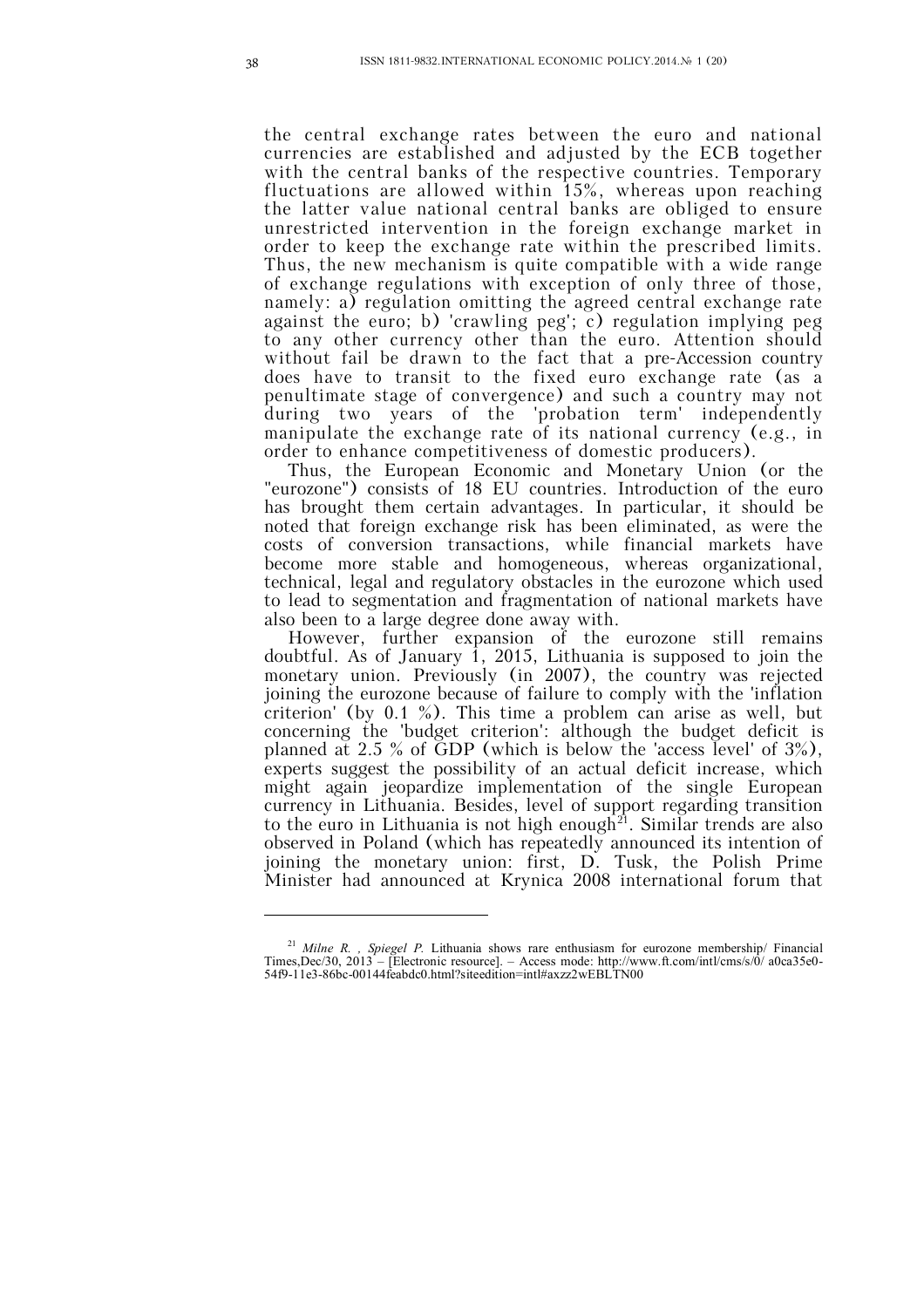the central exchange rates between the euro and national currencies are established and adjusted by the ECB together with the central banks of the respective countries. Temporary fluctuations are allowed within 15%, whereas upon reaching the latter value national central banks are obliged to ensure unrestricted intervention in the foreign exchange market in order to keep the exchange rate within the prescribed limits. Thus, the new mechanism is quite compatible with a wide range of exchange regulations with exception of only three of those, namely: a) regulation omitting the agreed central exchange rate against the euro; b) 'crawling peg'; c) regulation implying peg to any other currency other than the euro. Attention should without fail be drawn to the fact that a pre-Accession country does have to transit to the fixed euro exchange rate (as a penultimate stage of convergence) and such a country may not during two years of the 'probation term' independently manipulate the exchange rate of its national currency (e.g., in order to enhance competitiveness of domestic producers).

Thus, the European Economic and Monetary Union (or the "eurozone") consists of 18 EU countries. Introduction of the euro has brought them certain advantages. In particular, it should be noted that foreign exchange risk has been eliminated, as were the costs of conversion transactions, while financial markets have become more stable and homogeneous, whereas organizational, technical, legal and regulatory obstacles in the eurozone which used to lead to segmentation and fragmentation of national markets have also been to a large degree done away with.

However, further expansion of the eurozone still remains doubtful. As of January 1, 2015, Lithuania is supposed to join the monetary union. Previously (in 2007), the country was rejected joining the eurozone because of failure to comply with the 'inflation criterion' (by 0.1 %). This time a problem can arise as well, but concerning the 'budget criterion': although the budget deficit is planned at 2.5 % of GDP (which is below the 'access level' of 3%), experts suggest the possibility of an actual deficit increase, which might again jeopardize implementation of the single European currency in Lithuania. Besides, level of support regarding transition to the euro in Lithuania is not high enough[21]. Similar trends are also observed in Poland (which has repeatedly announced its intention of joining the monetary union: first, D. Tusk, the Polish Prime Minister had announced at Krynica 2008 international forum that

---

[21] *Milne R. , Spiegel P.* Lithuania shows rare enthusiasm for eurozone membership/ Financial Times,Dec/30, 2013 – [Electronic resource]. – Access mode: http://www.ft.com/intl/cms/s/0/ a0ca35e0-54f9-11e3-86bc-00144feabdc0.html?siteedition=intl#axzz2wEBLTN00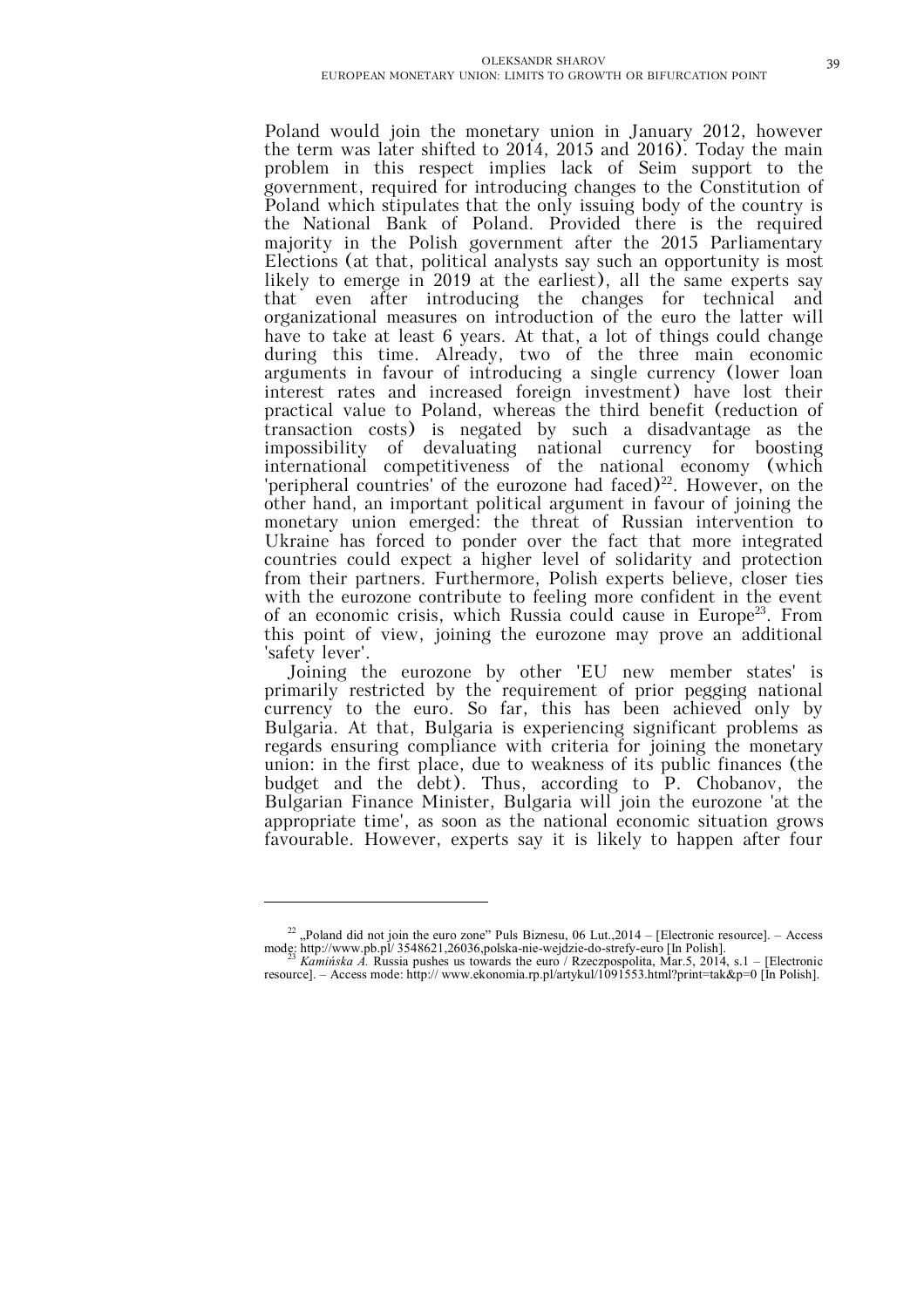Poland would join the monetary union in January 2012, however the term was later shifted to 2014, 2015 and 2016). Today the main problem in this respect implies lack of Seim support to the government, required for introducing changes to the Constitution of Poland which stipulates that the only issuing body of the country is the National Bank of Poland. Provided there is the required majority in the Polish government after the 2015 Parliamentary Elections (at that, political analysts say such an opportunity is most likely to emerge in 2019 at the earliest), all the same experts say that even after introducing the changes for technical and organizational measures on introduction of the euro the latter will have to take at least 6 years. At that, a lot of things could change during this time. Already, two of the three main economic arguments in favour of introducing a single currency (lower loan interest rates and increased foreign investment) have lost their practical value to Poland, whereas the third benefit (reduction of transaction costs) is negated by such a disadvantage as the impossibility of devaluating national currency for boosting international competitiveness of the national economy (which 'peripheral countries' of the eurozone had faced)[22]. However, on the other hand, an important political argument in favour of joining the monetary union emerged: the threat of Russian intervention to Ukraine has forced to ponder over the fact that more integrated countries could expect a higher level of solidarity and protection from their partners. Furthermore, Polish experts believe, closer ties with the eurozone contribute to feeling more confident in the event of an economic crisis, which Russia could cause in Europe[23]. From this point of view, joining the eurozone may prove an additional 'safety lever'.

Joining the eurozone by other 'EU new member states' is primarily restricted by the requirement of prior pegging national currency to the euro. So far, this has been achieved only by Bulgaria. At that, Bulgaria is experiencing significant problems as regards ensuring compliance with criteria for joining the monetary union: in the first place, due to weakness of its public finances (the budget and the debt). Thus, according to P. Chobanov, the Bulgarian Finance Minister, Bulgaria will join the eurozone 'at the appropriate time', as soon as the national economic situation grows favourable. However, experts say it is likely to happen after four

---

[22] „Poland did not join the euro zone" Puls Biznesu, 06 Lut.,2014 – [Electronic resource]. – Access mode: http://www.pb.pl/ 3548621,26036,polska-nie-wejdzie-do-strefy-euro [In Polish].

[23] *Kamińska A.* Russia pushes us towards the euro / Rzeczpospolita, Mar.5, 2014, s.1 – [Electronic resource]. – Access mode: http:// www.ekonomia.rp.pl/artykul/1091553.html?print=tak&p=0 [In Polish].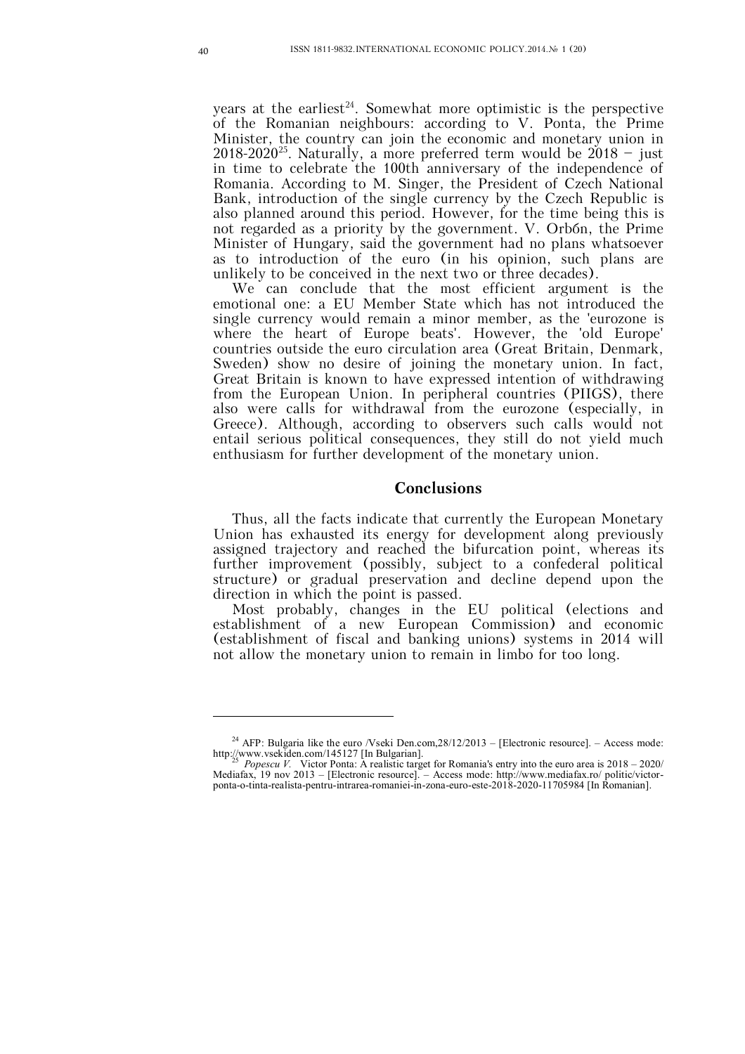years at the earliest[24]. Somewhat more optimistic is the perspective of the Romanian neighbours: according to V. Ponta, the Prime Minister, the country can join the economic and monetary union in 2018-2020[25]. Naturally, a more preferred term would be 2018 – just in time to celebrate the 100th anniversary of the independence of Romania. According to M. Singer, the President of Czech National Bank, introduction of the single currency by the Czech Republic is also planned around this period. However, for the time being this is not regarded as a priority by the government. V. Orbбn, the Prime Minister of Hungary, said the government had no plans whatsoever as to introduction of the euro (in his opinion, such plans are unlikely to be conceived in the next two or three decades).

We can conclude that the most efficient argument is the emotional one: a EU Member State which has not introduced the single currency would remain a minor member, as the 'eurozone is where the heart of Europe beats'. However, the 'old Europe' countries outside the euro circulation area (Great Britain, Denmark, Sweden) show no desire of joining the monetary union. In fact, Great Britain is known to have expressed intention of withdrawing from the European Union. In peripheral countries (PIIGS), there also were calls for withdrawal from the eurozone (especially, in Greece). Although, according to observers such calls would not entail serious political consequences, they still do not yield much enthusiasm for further development of the monetary union.

## Conclusions

Thus, all the facts indicate that currently the European Monetary Union has exhausted its energy for development along previously assigned trajectory and reached the bifurcation point, whereas its further improvement (possibly, subject to a confederal political structure) or gradual preservation and decline depend upon the direction in which the point is passed.

Most probably, changes in the EU political (elections and establishment of a new European Commission) and economic (establishment of fiscal and banking unions) systems in 2014 will not allow the monetary union to remain in limbo for too long.

---

[24] AFP: Bulgaria like the euro /Vseki Den.com,28/12/2013 – [Electronic resource]. – Access mode: http://www.vsekiden.com/145127 [In Bulgarian].

[25] *Popescu V.* Victor Ponta: A realistic target for Romania's entry into the euro area is 2018 – 2020/ Mediafax, 19 nov 2013 – [Electronic resource]. – Access mode: http://www.mediafax.ro/ politic/victor-ponta-o-tinta-realista-pentru-intrarea-romaniei-in-zona-euro-este-2018-2020-11705984 [In Romanian].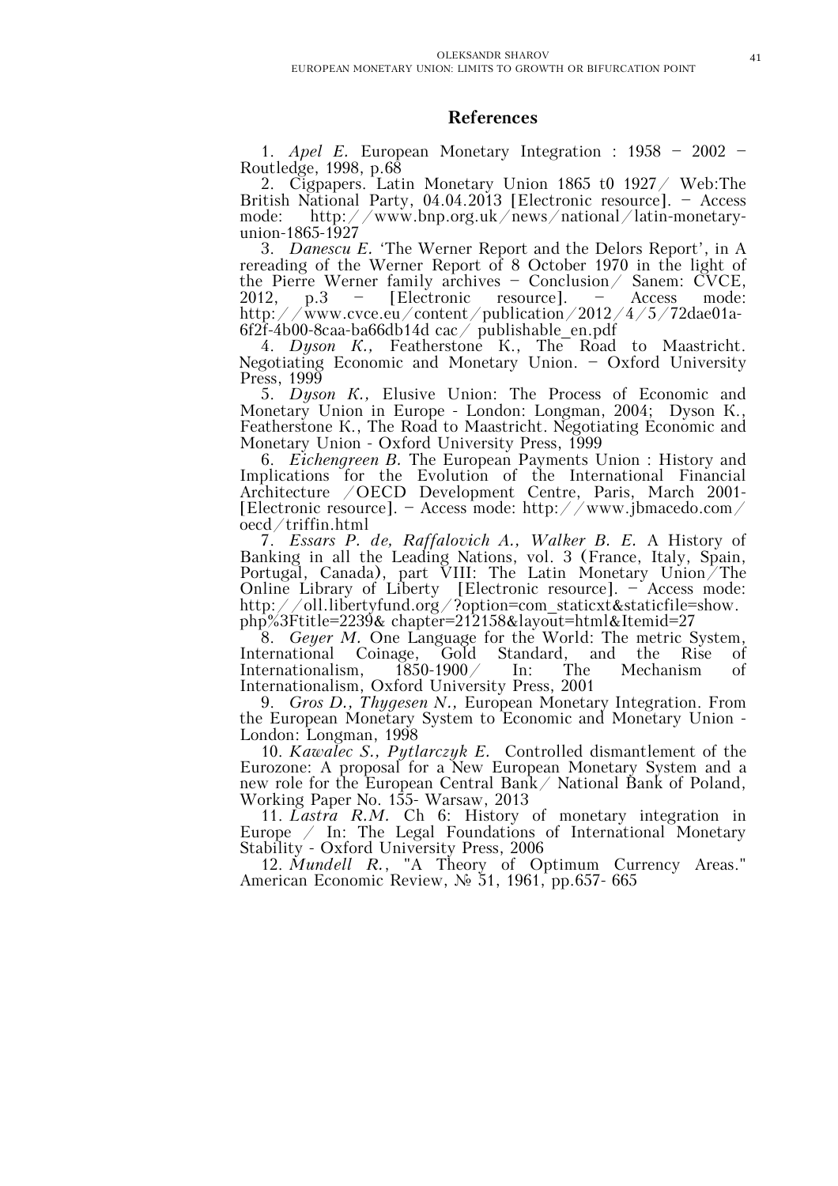## References

1. *Apel E.* European Monetary Integration : 1958 – 2002 – Routledge, 1998, p.68
2. Cigpapers. Latin Monetary Union 1865 t0 1927/ Web:The British National Party, 04.04.2013 [Electronic resource]. – Access mode: http://www.bnp.org.uk/news/national/latin-monetary-union-1865-1927
3. *Danescu E.* 'The Werner Report and the Delors Report', in A rereading of the Werner Report of 8 October 1970 in the light of the Pierre Werner family archives – Conclusion/ Sanem: CVCE, 2012, p.3 – [Electronic resource]. – Access mode: http://www.cvce.eu/content/publication/2012/4/5/72dae01a-6f2f-4b00-8caa-ba66db14d cac/ publishable_en.pdf
4. *Dyson K.,* Featherstone K., The Road to Maastricht. Negotiating Economic and Monetary Union. – Oxford University Press, 1999
5. *Dyson K.,* Elusive Union: The Process of Economic and Monetary Union in Europe - London: Longman, 2004; Dyson K., Featherstone K., The Road to Maastricht. Negotiating Economic and Monetary Union - Oxford University Press, 1999
6. *Eichengreen B.* The European Payments Union : History and Implications for the Evolution of the International Financial Architecture /OECD Development Centre, Paris, March 2001- [Electronic resource]. – Access mode: http://www.jbmacedo.com/oecd/triffin.html
7. *Essars P. de, Raffalovich A., Walker B. E.* A History of Banking in all the Leading Nations, vol. 3 (France, Italy, Spain, Portugal, Canada), part VIII: The Latin Monetary Union/The Online Library of Liberty [Electronic resource]. – Access mode: http://oll.libertyfund.org/?option=com_staticxt&staticfile=show.php%3Ftitle=2239& chapter=212158&layout=html&Itemid=27
8. *Geyer M.* One Language for the World: The metric System, International Coinage, Gold Standard, and the Rise of Internationalism, 1850-1900/ In: The Mechanism of Internationalism, Oxford University Press, 2001
9. *Gros D., Thygesen N.,* European Monetary Integration. From the European Monetary System to Economic and Monetary Union - London: Longman, 1998
10. *Kawalec S., Pytlarczyk E.* Controlled dismantlement of the Eurozone: A proposal for a New European Monetary System and a new role for the European Central Bank/ National Bank of Poland, Working Paper No. 155- Warsaw, 2013
11. *Lastra R.M.* Ch 6: History of monetary integration in Europe / In: The Legal Foundations of International Monetary Stability - Oxford University Press, 2006
12. *Mundell R.*, "A Theory of Optimum Currency Areas." American Economic Review, № 51, 1961, pp.657- 665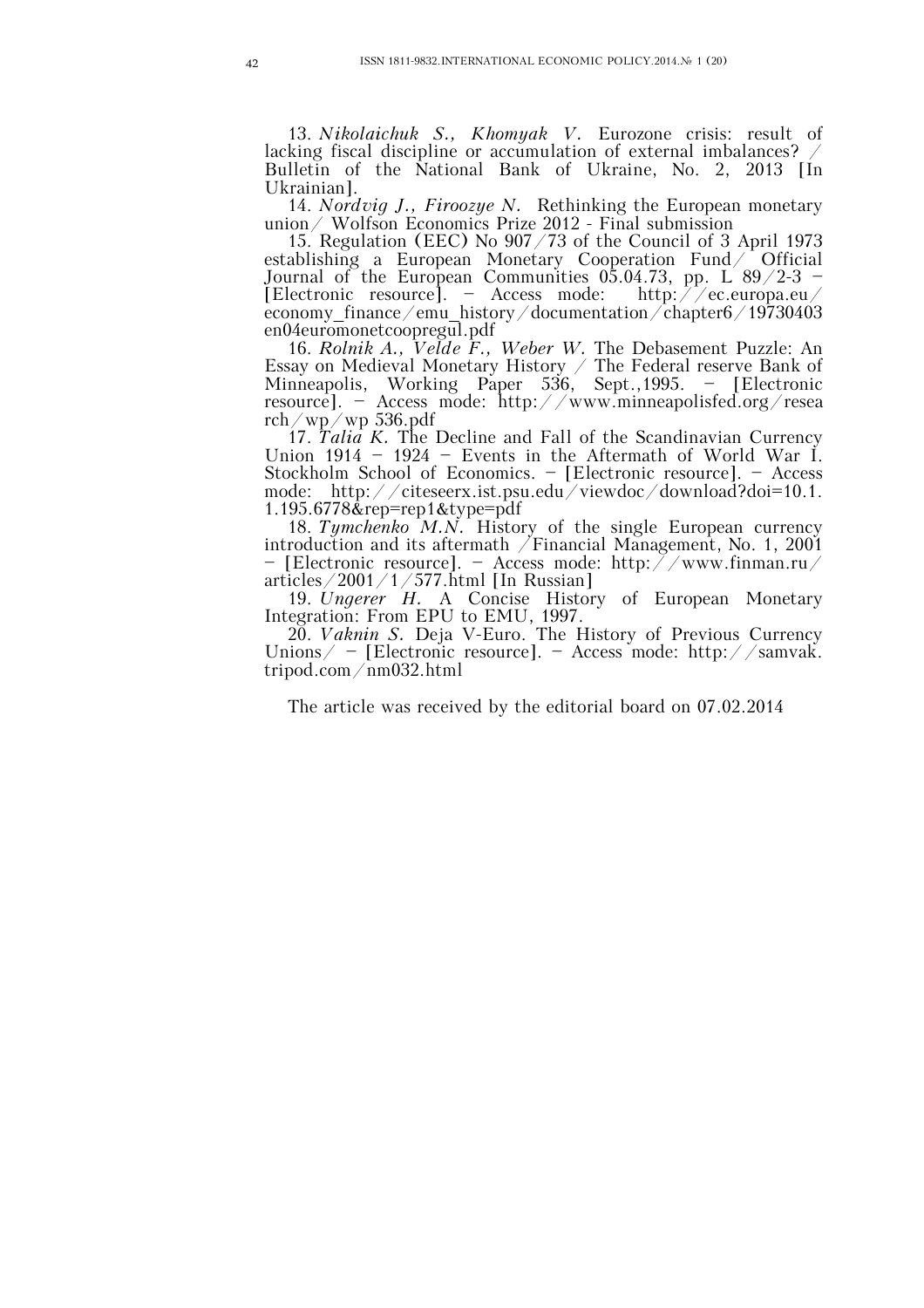13. *Nikolaichuk S., Khomyak V.* Eurozone crisis: result of lacking fiscal discipline or accumulation of external imbalances? / Bulletin of the National Bank of Ukraine, No. 2, 2013 [In Ukrainian].

14. *Nordvig J., Firoozye N.* Rethinking the European monetary union/ Wolfson Economics Prize 2012 - Final submission

15. Regulation (EEC) No 907/73 of the Council of 3 April 1973 establishing a European Monetary Cooperation Fund/ Official Journal of the European Communities 05.04.73, pp. L 89/2-3 – [Electronic resource]. – Access mode: http://ec.europa.eu/economy_finance/emu_history/documentation/chapter6/19730403en04euromonetcoopregul.pdf

16. *Rolnik A., Velde F., Weber W.* The Debasement Puzzle: An Essay on Medieval Monetary History / The Federal reserve Bank of Minneapolis, Working Paper 536, Sept.,1995. – [Electronic resource]. – Access mode: http://www.minneapolisfed.org/research/wp/wp 536.pdf

17. *Talia K.* The Decline and Fall of the Scandinavian Currency Union 1914 – 1924 – Events in the Aftermath of World War I. Stockholm School of Economics. – [Electronic resource]. – Access mode: http://citeseerx.ist.psu.edu/viewdoc/download?doi=10.1.1.195.6778&rep=rep1&type=pdf

18. *Tymchenko M.N.* History of the single European currency introduction and its aftermath /Financial Management, No. 1, 2001 – [Electronic resource]. – Access mode: http://www.finman.ru/articles/2001/1/577.html [In Russian]

19. *Ungerer H.* A Concise History of European Monetary Integration: From EPU to EMU, 1997.

20. *Vaknin S.* Deja V-Euro. The History of Previous Currency Unions/ – [Electronic resource]. – Access mode: http://samvak.tripod.com/nm032.html

The article was received by the editorial board on 07.02.2014